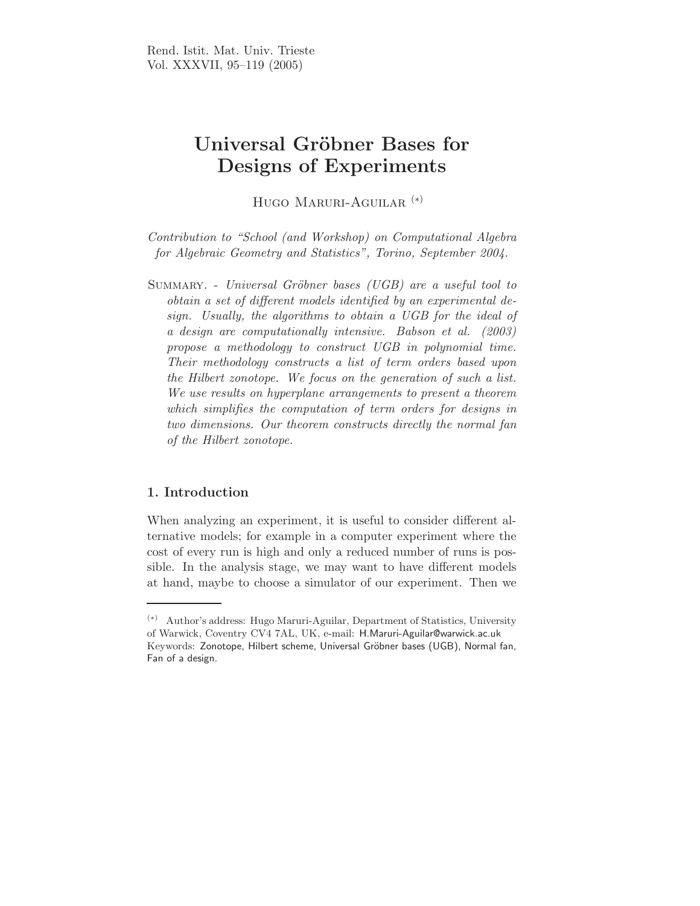# Universal Gröbner Bases for Designs of Experiments

Hugo Maruri-Aguilar [(*)]

*Contribution to "School (and Workshop) on Computational Algebra for Algebraic Geometry and Statistics", Torino, September 2004.*

Summary. - *Universal Gröbner bases (UGB) are a useful tool to obtain a set of different models identified by an experimental design. Usually, the algorithms to obtain a UGB for the ideal of a design are computationally intensive. Babson et al. (2003) propose a methodology to construct UGB in polynomial time. Their methodology constructs a list of term orders based upon the Hilbert zonotope. We focus on the generation of such a list. We use results on hyperplane arrangements to present a theorem which simplifies the computation of term orders for designs in two dimensions. Our theorem constructs directly the normal fan of the Hilbert zonotope.*

## 1. Introduction

When analyzing an experiment, it is useful to consider different alternative models; for example in a computer experiment where the cost of every run is high and only a reduced number of runs is possible. In the analysis stage, we may want to have different models at hand, maybe to choose a simulator of our experiment. Then we

---

[(*)] Author's address: Hugo Maruri-Aguilar, Department of Statistics, University of Warwick, Coventry CV4 7AL, UK, e-mail: H.Maruri-Aguilar@warwick.ac.uk
Keywords: Zonotope, Hilbert scheme, Universal Gröbner bases (UGB), Normal fan, Fan of a design.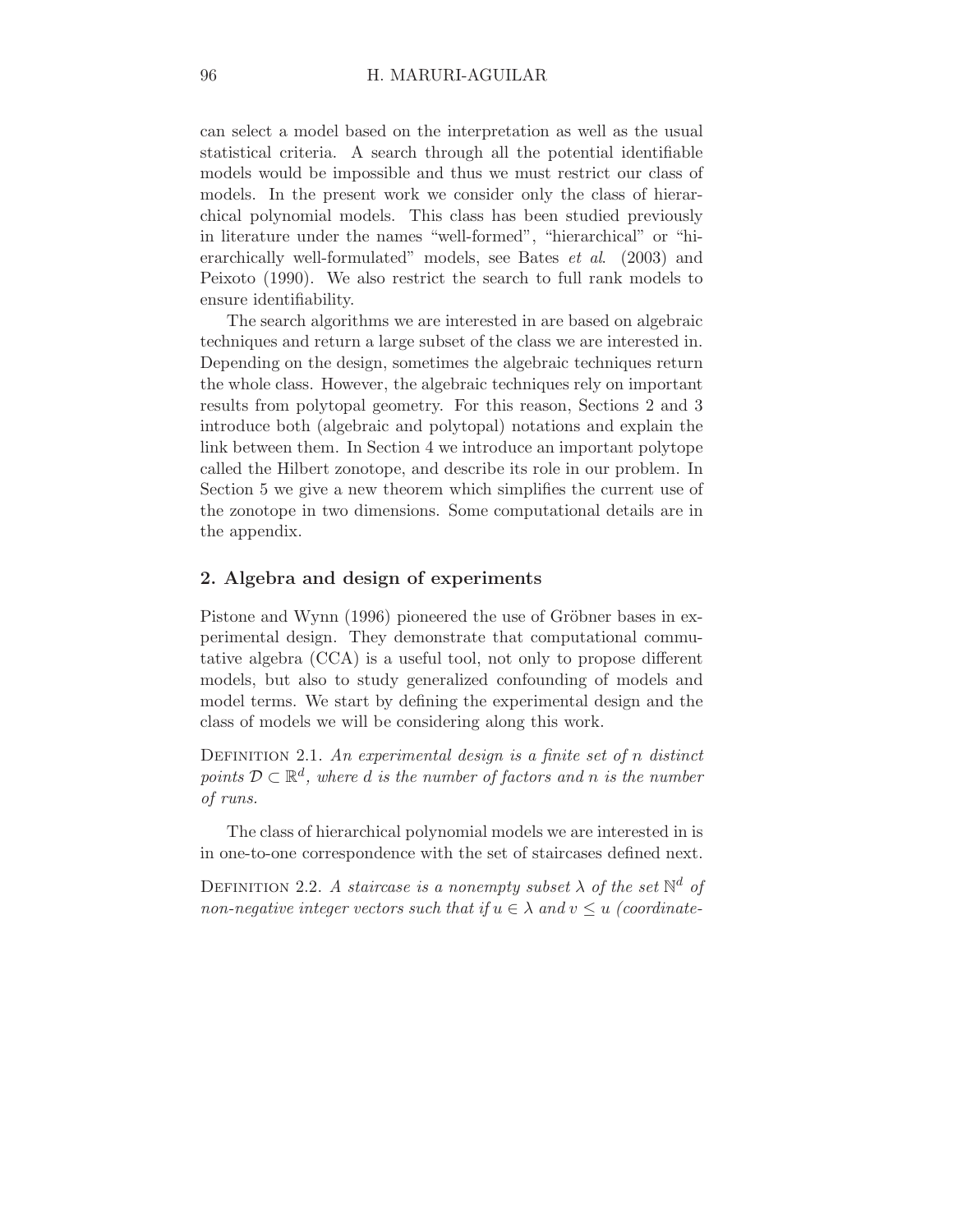can select a model based on the interpretation as well as the usual statistical criteria. A search through all the potential identifiable models would be impossible and thus we must restrict our class of models. In the present work we consider only the class of hierarchical polynomial models. This class has been studied previously in literature under the names "well-formed", "hierarchical" or "hierarchically well-formulated" models, see Bates *et al*. (2003) and Peixoto (1990). We also restrict the search to full rank models to ensure identifiability.

The search algorithms we are interested in are based on algebraic techniques and return a large subset of the class we are interested in. Depending on the design, sometimes the algebraic techniques return the whole class. However, the algebraic techniques rely on important results from polytopal geometry. For this reason, Sections 2 and 3 introduce both (algebraic and polytopal) notations and explain the link between them. In Section 4 we introduce an important polytope called the Hilbert zonotope, and describe its role in our problem. In Section 5 we give a new theorem which simplifies the current use of the zonotope in two dimensions. Some computational details are in the appendix.

## 2. Algebra and design of experiments

Pistone and Wynn (1996) pioneered the use of Gröbner bases in experimental design. They demonstrate that computational commutative algebra (CCA) is a useful tool, not only to propose different models, but also to study generalized confounding of models and model terms. We start by defining the experimental design and the class of models we will be considering along this work.

Definition 2.1. *An experimental design is a finite set of $n$ distinct points $\mathcal{D} \subset \mathbb{R}^d$, where $d$ is the number of factors and $n$ is the number of runs.*

The class of hierarchical polynomial models we are interested in is in one-to-one correspondence with the set of staircases defined next.

Definition 2.2. *A staircase is a nonempty subset $\lambda$ of the set $\mathbb{N}^d$ of non-negative integer vectors such that if $u \in \lambda$ and $v \leq u$ (coordinate-*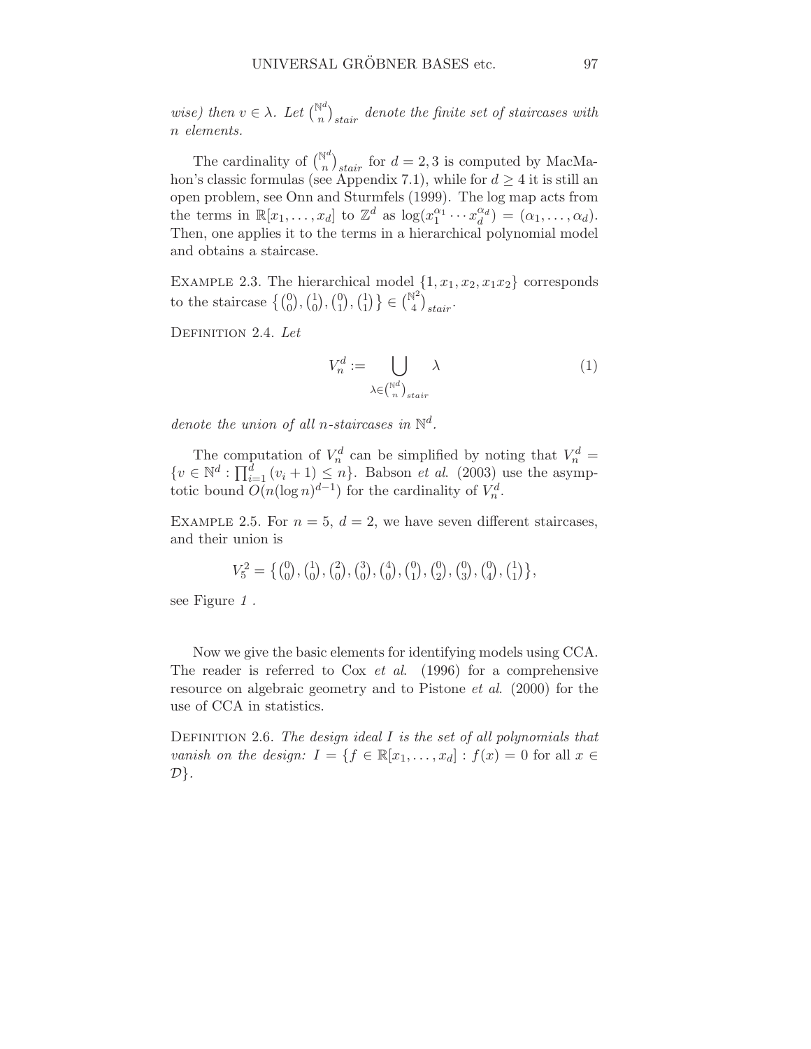*wise) then $v \in \lambda$. Let $\binom{\mathbb{N}^d}{n}_{stair}$ denote the finite set of staircases with $n$ elements.*

The cardinality of $\binom{\mathbb{N}^d}{n}_{stair}$ for $d = 2, 3$ is computed by MacMahon's classic formulas (see Appendix 7.1), while for $d \geq 4$ it is still an open problem, see Onn and Sturmfels (1999). The log map acts from the terms in $\mathbb{R}[x_1, \ldots, x_d]$ to $\mathbb{Z}^d$ as $\log(x_1^{\alpha_1} \cdots x_d^{\alpha_d}) = (\alpha_1, \ldots, \alpha_d)$. Then, one applies it to the terms in a hierarchical polynomial model and obtains a staircase.

Example 2.3. The hierarchical model $\{1, x_1, x_2, x_1x_2\}$ corresponds to the staircase $\left\{\binom{0}{0}, \binom{1}{0}, \binom{0}{1}, \binom{1}{1}\right\} \in \binom{\mathbb{N}^2}{4}_{stair}$.

Definition 2.4. *Let*

$$V_n^d := \bigcup_{\lambda \in \binom{\mathbb{N}^d}{n}_{stair}} \lambda \tag{1}$$

*denote the union of all $n$-staircases in $\mathbb{N}^d$.*

The computation of $V_n^d$ can be simplified by noting that $V_n^d = \{v \in \mathbb{N}^d : \prod_{i=1}^d (v_i + 1) \leq n\}$. Babson *et al.* (2003) use the asymptotic bound $O(n(\log n)^{d-1})$ for the cardinality of $V_n^d$.

Example 2.5. For $n = 5$, $d = 2$, we have seven different staircases, and their union is

$$V_5^2 = \left\{\binom{0}{0}, \binom{1}{0}, \binom{2}{0}, \binom{3}{0}, \binom{4}{0}, \binom{0}{1}, \binom{0}{2}, \binom{0}{3}, \binom{0}{4}, \binom{1}{1}\right\},$$

see Figure *1* .

Now we give the basic elements for identifying models using CCA. The reader is referred to Cox *et al.* (1996) for a comprehensive resource on algebraic geometry and to Pistone *et al.* (2000) for the use of CCA in statistics.

Definition 2.6. *The design ideal $I$ is the set of all polynomials that vanish on the design: $I = \{f \in \mathbb{R}[x_1, \ldots, x_d] : f(x) = 0$ for all $x \in \mathcal{D}\}$.*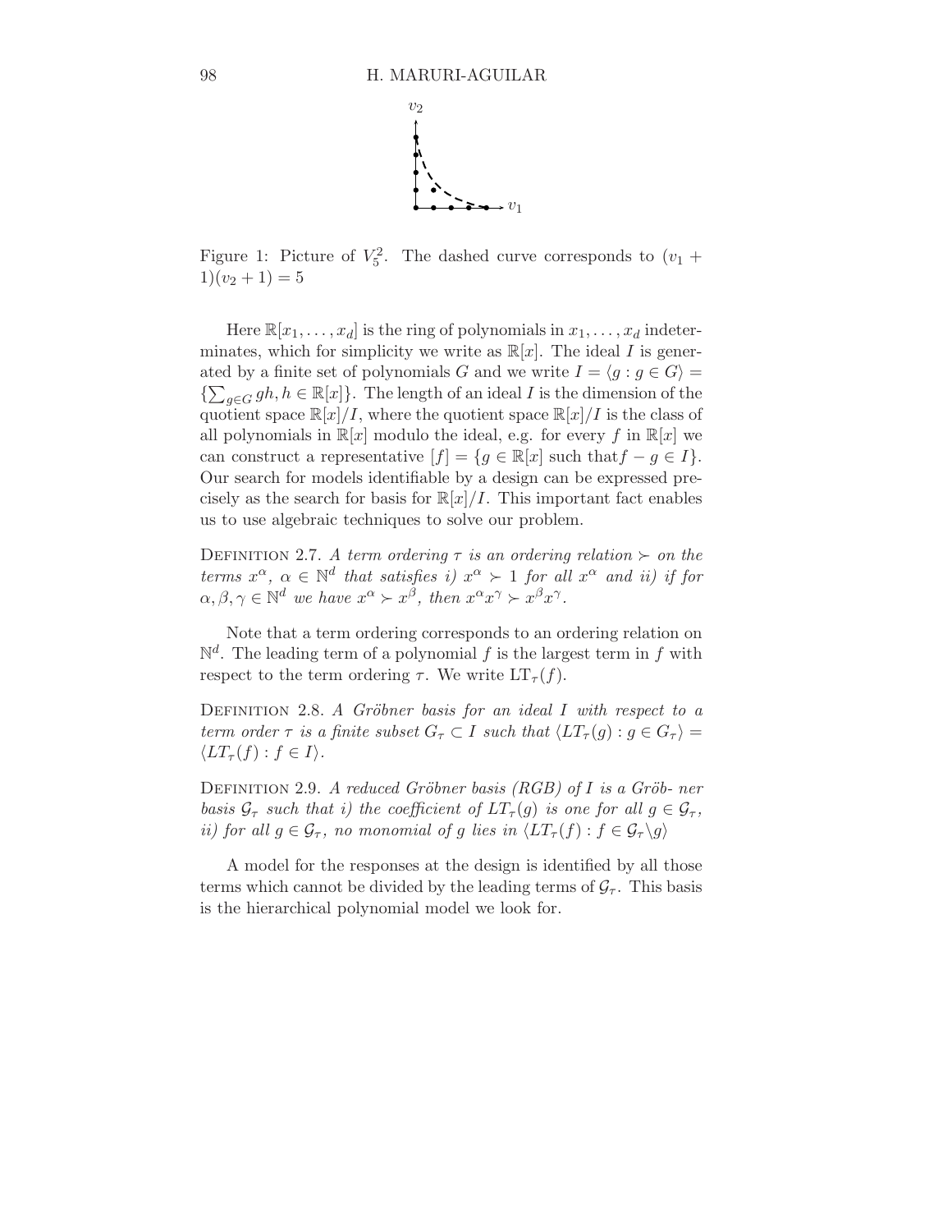Figure 1: Picture of $V_5^2$. The dashed curve corresponds to $(v_1 + 1)(v_2 + 1) = 5$

Here $\mathbb{R}[x_1, \ldots, x_d]$ is the ring of polynomials in $x_1, \ldots, x_d$ indeterminates, which for simplicity we write as $\mathbb{R}[x]$. The ideal $I$ is generated by a finite set of polynomials $G$ and we write $I = \langle g : g \in G \rangle = \{\sum_{g \in G} gh, h \in \mathbb{R}[x]\}$. The length of an ideal $I$ is the dimension of the quotient space $\mathbb{R}[x]/I$, where the quotient space $\mathbb{R}[x]/I$ is the class of all polynomials in $\mathbb{R}[x]$ modulo the ideal, e.g. for every $f$ in $\mathbb{R}[x]$ we can construct a representative $[f] = \{g \in \mathbb{R}[x] \text{ such that} f - g \in I\}$. Our search for models identifiable by a design can be expressed precisely as the search for basis for $\mathbb{R}[x]/I$. This important fact enables us to use algebraic techniques to solve our problem.

DEFINITION 2.7. *A term ordering $\tau$ is an ordering relation $\succ$ on the terms $x^\alpha$, $\alpha \in \mathbb{N}^d$ that satisfies i) $x^\alpha \succ 1$ for all $x^\alpha$ and ii) if for $\alpha, \beta, \gamma \in \mathbb{N}^d$ we have $x^\alpha \succ x^\beta$, then $x^\alpha x^\gamma \succ x^\beta x^\gamma$.*

Note that a term ordering corresponds to an ordering relation on $\mathbb{N}^d$. The leading term of a polynomial $f$ is the largest term in $f$ with respect to the term ordering $\tau$. We write $\mathrm{LT}_\tau(f)$.

DEFINITION 2.8. *A Gröbner basis for an ideal $I$ with respect to a term order $\tau$ is a finite subset $G_\tau \subset I$ such that $\langle LT_\tau(g) : g \in G_\tau \rangle = \langle LT_\tau(f) : f \in I \rangle$.*

DEFINITION 2.9. *A reduced Gröbner basis (RGB) of $I$ is a Gröb- ner basis $\mathcal{G}_\tau$ such that i) the coefficient of $LT_\tau(g)$ is one for all $g \in \mathcal{G}_\tau$, ii) for all $g \in \mathcal{G}_\tau$, no monomial of $g$ lies in $\langle LT_\tau(f) : f \in \mathcal{G}_\tau \backslash g \rangle$*

A model for the responses at the design is identified by all those terms which cannot be divided by the leading terms of $\mathcal{G}_\tau$. This basis is the hierarchical polynomial model we look for.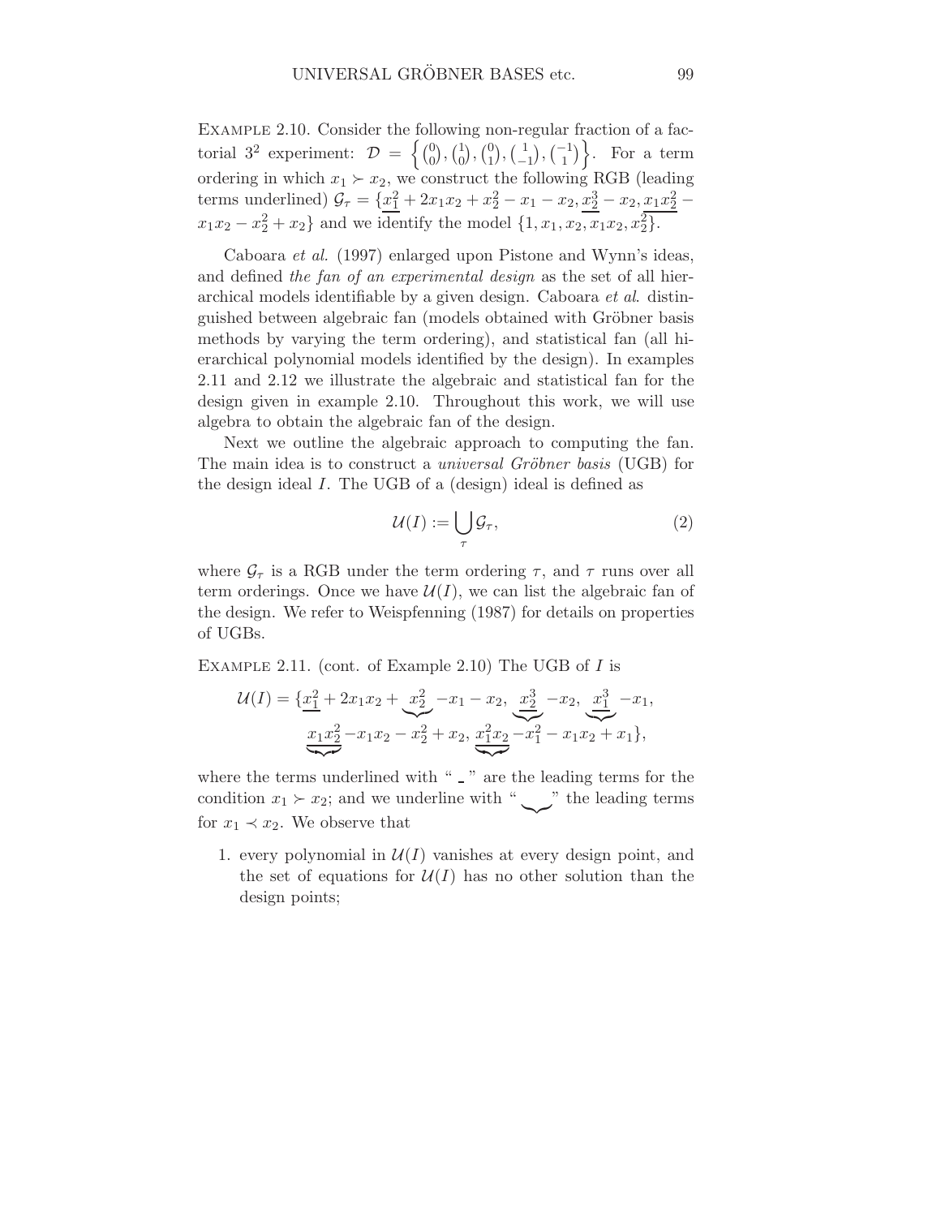Example 2.10. Consider the following non-regular fraction of a factorial $3^2$ experiment: $\mathcal{D} = \left\{ \binom{0}{0}, \binom{1}{0}, \binom{0}{1}, \binom{1}{-1}, \binom{-1}{1} \right\}$. For a term ordering in which $x_1 \succ x_2$, we construct the following RGB (leading terms underlined) $\mathcal{G}_\tau = \{\underline{x_1^2} + 2x_1x_2 + x_2^2 - x_1 - x_2, \underline{x_2^3} - x_2, \underline{x_1x_2^2} - x_1x_2 - x_2^2 + x_2\}$ and we identify the model $\{1, x_1, x_2, x_1x_2, x_2^2\}$.

Caboara *et al.* (1997) enlarged upon Pistone and Wynn's ideas, and defined *the fan of an experimental design* as the set of all hierarchical models identifiable by a given design. Caboara *et al*. distinguished between algebraic fan (models obtained with Gröbner basis methods by varying the term ordering), and statistical fan (all hierarchical polynomial models identified by the design). In examples 2.11 and 2.12 we illustrate the algebraic and statistical fan for the design given in example 2.10. Throughout this work, we will use algebra to obtain the algebraic fan of the design.

Next we outline the algebraic approach to computing the fan. The main idea is to construct a *universal Gröbner basis* (UGB) for the design ideal $I$. The UGB of a (design) ideal is defined as

$$\mathcal{U}(I) := \bigcup_{\tau} \mathcal{G}_\tau, \tag{2}$$

where $\mathcal{G}_\tau$ is a RGB under the term ordering $\tau$, and $\tau$ runs over all term orderings. Once we have $\mathcal{U}(I)$, we can list the algebraic fan of the design. We refer to Weispfenning (1987) for details on properties of UGBs.

Example 2.11. (cont. of Example 2.10) The UGB of $I$ is

$$\mathcal{U}(I) = \{\underline{x_1^2} + 2x_1x_2 + \underbrace{x_2^2} - x_1 - x_2,\ \underbrace{\underline{x_2^3}} - x_2,\ \underbrace{x_1^3} - x_1,$$
$$\underbrace{\underline{x_1x_2^2}} - x_1x_2 - x_2^2 + x_2,\ \underbrace{x_1^2x_2} - x_1^2 - x_1x_2 + x_1\},$$

where the terms underlined with " \_ " are the leading terms for the condition $x_1 \succ x_2$; and we underline with " $\underbrace{\quad}$ " the leading terms for $x_1 \prec x_2$. We observe that

1. every polynomial in $\mathcal{U}(I)$ vanishes at every design point, and the set of equations for $\mathcal{U}(I)$ has no other solution than the design points;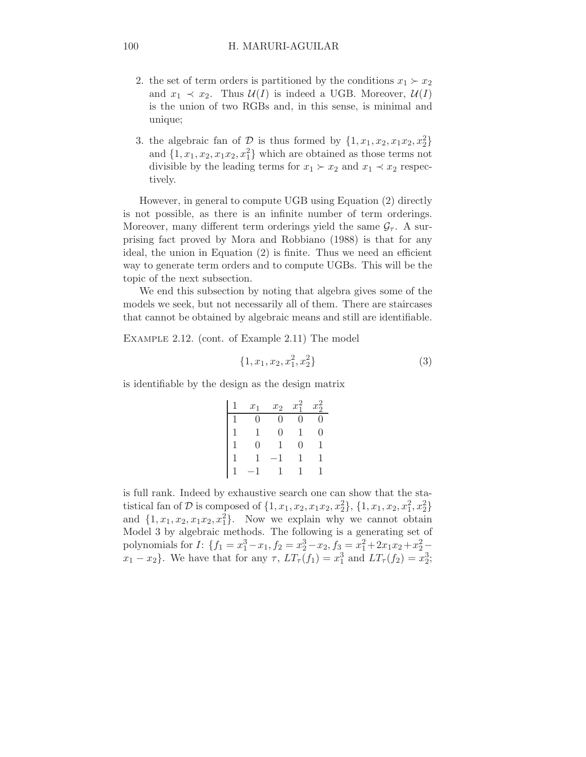2. the set of term orders is partitioned by the conditions $x_1 \succ x_2$ and $x_1 \prec x_2$. Thus $\mathcal{U}(I)$ is indeed a UGB. Moreover, $\mathcal{U}(I)$ is the union of two RGBs and, in this sense, is minimal and unique;

3. the algebraic fan of $\mathcal{D}$ is thus formed by $\{1, x_1, x_2, x_1x_2, x_2^2\}$ and $\{1, x_1, x_2, x_1x_2, x_1^2\}$ which are obtained as those terms not divisible by the leading terms for $x_1 \succ x_2$ and $x_1 \prec x_2$ respectively.

However, in general to compute UGB using Equation (2) directly is not possible, as there is an infinite number of term orderings. Moreover, many different term orderings yield the same $\mathcal{G}_\tau$. A surprising fact proved by Mora and Robbiano (1988) is that for any ideal, the union in Equation (2) is finite. Thus we need an efficient way to generate term orders and to compute UGBs. This will be the topic of the next subsection.

We end this subsection by noting that algebra gives some of the models we seek, but not necessarily all of them. There are staircases that cannot be obtained by algebraic means and still are identifiable.

Example 2.12. (cont. of Example 2.11) The model

$$\{1, x_1, x_2, x_1^2, x_2^2\} \tag{3}$$

is identifiable by the design as the design matrix

| $1$ | $x_1$ | $x_2$ | $x_1^2$ | $x_2^2$ |
|---|---|---|---|---|
| 1 | 0 | 0 | 0 | 0 |
| 1 | 1 | 0 | 1 | 0 |
| 1 | 0 | 1 | 0 | 1 |
| 1 | 1 | −1 | 1 | 1 |
| 1 | −1 | 1 | 1 | 1 |

is full rank. Indeed by exhaustive search one can show that the statistical fan of $\mathcal{D}$ is composed of $\{1, x_1, x_2, x_1x_2, x_2^2\}$, $\{1, x_1, x_2, x_1^2, x_2^2\}$ and $\{1, x_1, x_2, x_1x_2, x_1^2\}$. Now we explain why we cannot obtain Model 3 by algebraic methods. The following is a generating set of polynomials for $I$: $\{f_1 = x_1^3 - x_1, f_2 = x_2^3 - x_2, f_3 = x_1^2 + 2x_1x_2 + x_2^2 - x_1 - x_2\}$. We have that for any $\tau$, $LT_\tau(f_1) = x_1^3$ and $LT_\tau(f_2) = x_2^3$;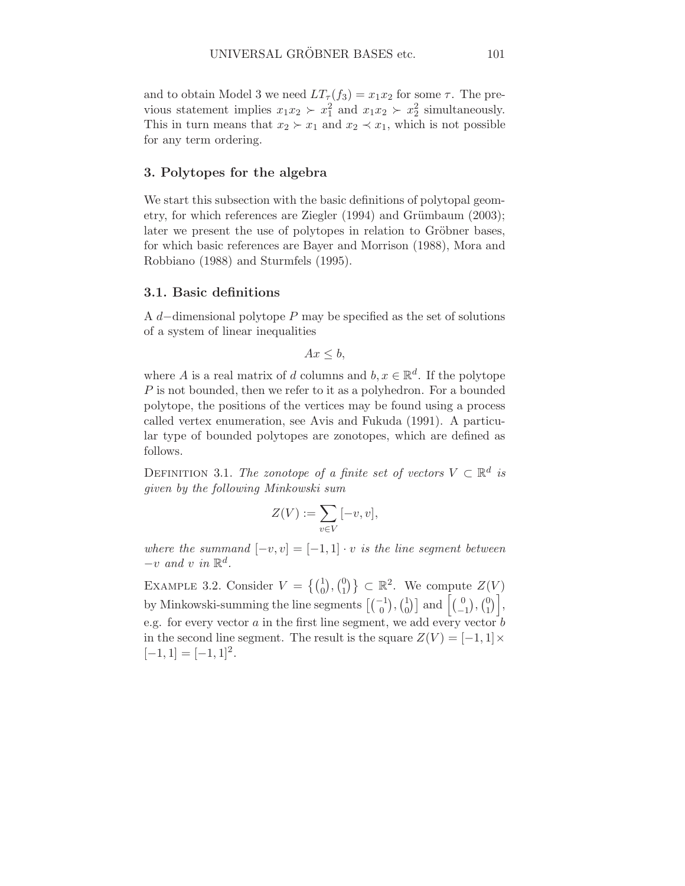and to obtain Model 3 we need $LT_\tau(f_3) = x_1x_2$ for some $\tau$. The previous statement implies $x_1x_2 \succ x_1^2$ and $x_1x_2 \succ x_2^2$ simultaneously. This in turn means that $x_2 \succ x_1$ and $x_2 \prec x_1$, which is not possible for any term ordering.

## 3. Polytopes for the algebra

We start this subsection with the basic definitions of polytopal geometry, for which references are Ziegler (1994) and Grümbaum (2003); later we present the use of polytopes in relation to Gröbner bases, for which basic references are Bayer and Morrison (1988), Mora and Robbiano (1988) and Sturmfels (1995).

### 3.1. Basic definitions

A $d-$dimensional polytope $P$ may be specified as the set of solutions of a system of linear inequalities

$$Ax \leq b,$$

where $A$ is a real matrix of $d$ columns and $b, x \in \mathbb{R}^d$. If the polytope $P$ is not bounded, then we refer to it as a polyhedron. For a bounded polytope, the positions of the vertices may be found using a process called vertex enumeration, see Avis and Fukuda (1991). A particular type of bounded polytopes are zonotopes, which are defined as follows.

Definition 3.1. *The zonotope of a finite set of vectors $V \subset \mathbb{R}^d$ is given by the following Minkowski sum*

$$Z(V) := \sum_{v \in V} [-v, v],$$

*where the summand $[-v, v] = [-1, 1] \cdot v$ is the line segment between $-v$ and $v$ in $\mathbb{R}^d$.*

Example 3.2. Consider $V = \left\{ \binom{1}{0}, \binom{0}{1} \right\} \subset \mathbb{R}^2$. We compute $Z(V)$ by Minkowski-summing the line segments $\left[ \binom{-1}{0}, \binom{1}{0} \right]$ and $\left[ \binom{0}{-1}, \binom{0}{1} \right]$, e.g. for every vector $a$ in the first line segment, we add every vector $b$ in the second line segment. The result is the square $Z(V) = [-1, 1] \times [-1, 1] = [-1, 1]^2$.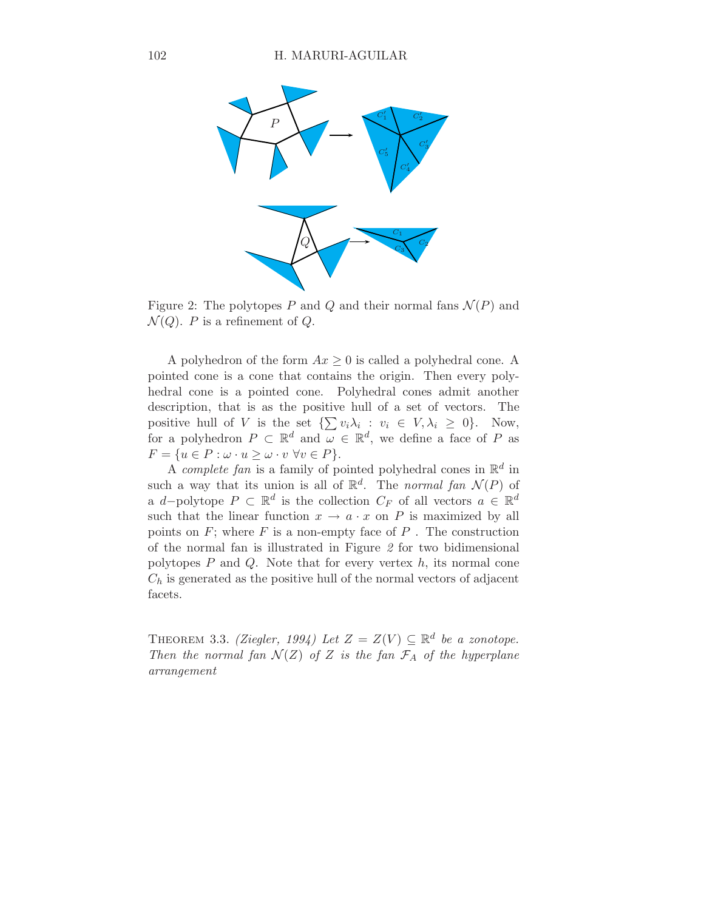Figure 2: The polytopes $P$ and $Q$ and their normal fans $\mathcal{N}(P)$ and $\mathcal{N}(Q)$. $P$ is a refinement of $Q$.

A polyhedron of the form $Ax \geq 0$ is called a polyhedral cone. A pointed cone is a cone that contains the origin. Then every polyhedral cone is a pointed cone. Polyhedral cones admit another description, that is as the positive hull of a set of vectors. The positive hull of $V$ is the set $\{\sum v_i \lambda_i : v_i \in V, \lambda_i \geq 0\}$. Now, for a polyhedron $P \subset \mathbb{R}^d$ and $\omega \in \mathbb{R}^d$, we define a face of $P$ as $F = \{u \in P : \omega \cdot u \geq \omega \cdot v \; \forall v \in P\}$.

A *complete fan* is a family of pointed polyhedral cones in $\mathbb{R}^d$ in such a way that its union is all of $\mathbb{R}^d$. The *normal fan* $\mathcal{N}(P)$ of a $d$−polytope $P \subset \mathbb{R}^d$ is the collection $C_F$ of all vectors $a \in \mathbb{R}^d$ such that the linear function $x \to a \cdot x$ on $P$ is maximized by all points on $F$; where $F$ is a non-empty face of $P$ . The construction of the normal fan is illustrated in Figure *2* for two bidimensional polytopes $P$ and $Q$. Note that for every vertex $h$, its normal cone $C_h$ is generated as the positive hull of the normal vectors of adjacent facets.

Theorem 3.3. *(Ziegler, 1994) Let $Z = Z(V) \subseteq \mathbb{R}^d$ be a zonotope. Then the normal fan $\mathcal{N}(Z)$ of $Z$ is the fan $\mathcal{F}_A$ of the hyperplane arrangement*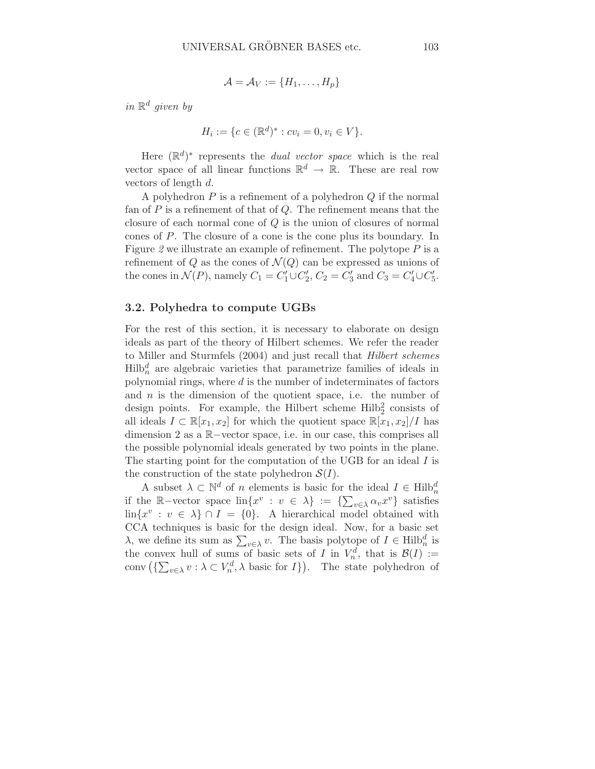$$\mathcal{A} = \mathcal{A}_V := \{H_1, \ldots, H_p\}$$

*in* $\mathbb{R}^d$ *given by*

$$H_i := \{c \in (\mathbb{R}^d)^* : cv_i = 0, v_i \in V\}.$$

Here $(\mathbb{R}^d)^*$ represents the *dual vector space* which is the real vector space of all linear functions $\mathbb{R}^d \to \mathbb{R}$. These are real row vectors of length $d$.

A polyhedron $P$ is a refinement of a polyhedron $Q$ if the normal fan of $P$ is a refinement of that of $Q$. The refinement means that the closure of each normal cone of $Q$ is the union of closures of normal cones of $P$. The closure of a cone is the cone plus its boundary. In Figure 2 we illustrate an example of refinement. The polytope $P$ is a refinement of $Q$ as the cones of $\mathcal{N}(Q)$ can be expressed as unions of the cones in $\mathcal{N}(P)$, namely $C_1 = C_1' \cup C_2'$, $C_2 = C_3'$ and $C_3 = C_4' \cup C_5'$.

### 3.2. Polyhedra to compute UGBs

For the rest of this section, it is necessary to elaborate on design ideals as part of the theory of Hilbert schemes. We refer the reader to Miller and Sturmfels (2004) and just recall that *Hilbert schemes* $\mathrm{Hilb}_n^d$ are algebraic varieties that parametrize families of ideals in polynomial rings, where $d$ is the number of indeterminates of factors and $n$ is the dimension of the quotient space, i.e. the number of design points. For example, the Hilbert scheme $\mathrm{Hilb}_2^2$ consists of all ideals $I \subset \mathbb{R}[x_1, x_2]$ for which the quotient space $\mathbb{R}[x_1, x_2]/I$ has dimension 2 as a $\mathbb{R}-$vector space, i.e. in our case, this comprises all the possible polynomial ideals generated by two points in the plane. The starting point for the computation of the UGB for an ideal $I$ is the construction of the state polyhedron $\mathcal{S}(I)$.

A subset $\lambda \subset \mathbb{N}^d$ of $n$ elements is basic for the ideal $I \in \mathrm{Hilb}_n^d$ if the $\mathbb{R}-$vector space $\mathrm{lin}\{x^v : v \in \lambda\} := \{\sum_{v\in\lambda} \alpha_v x^v\}$ satisfies $\mathrm{lin}\{x^v : v \in \lambda\} \cap I = \{0\}$. A hierarchical model obtained with CCA techniques is basic for the design ideal. Now, for a basic set $\lambda$, we define its sum as $\sum_{v\in\lambda} v$. The basis polytope of $I \in \mathrm{Hilb}_n^d$ is the convex hull of sums of basic sets of $I$ in $V_n^d$, that is $\mathcal{B}(I) := \mathrm{conv}\left(\{\sum_{v\in\lambda} v : \lambda \subset V_n^d, \lambda \text{ basic for } I\}\right)$. The state polyhedron of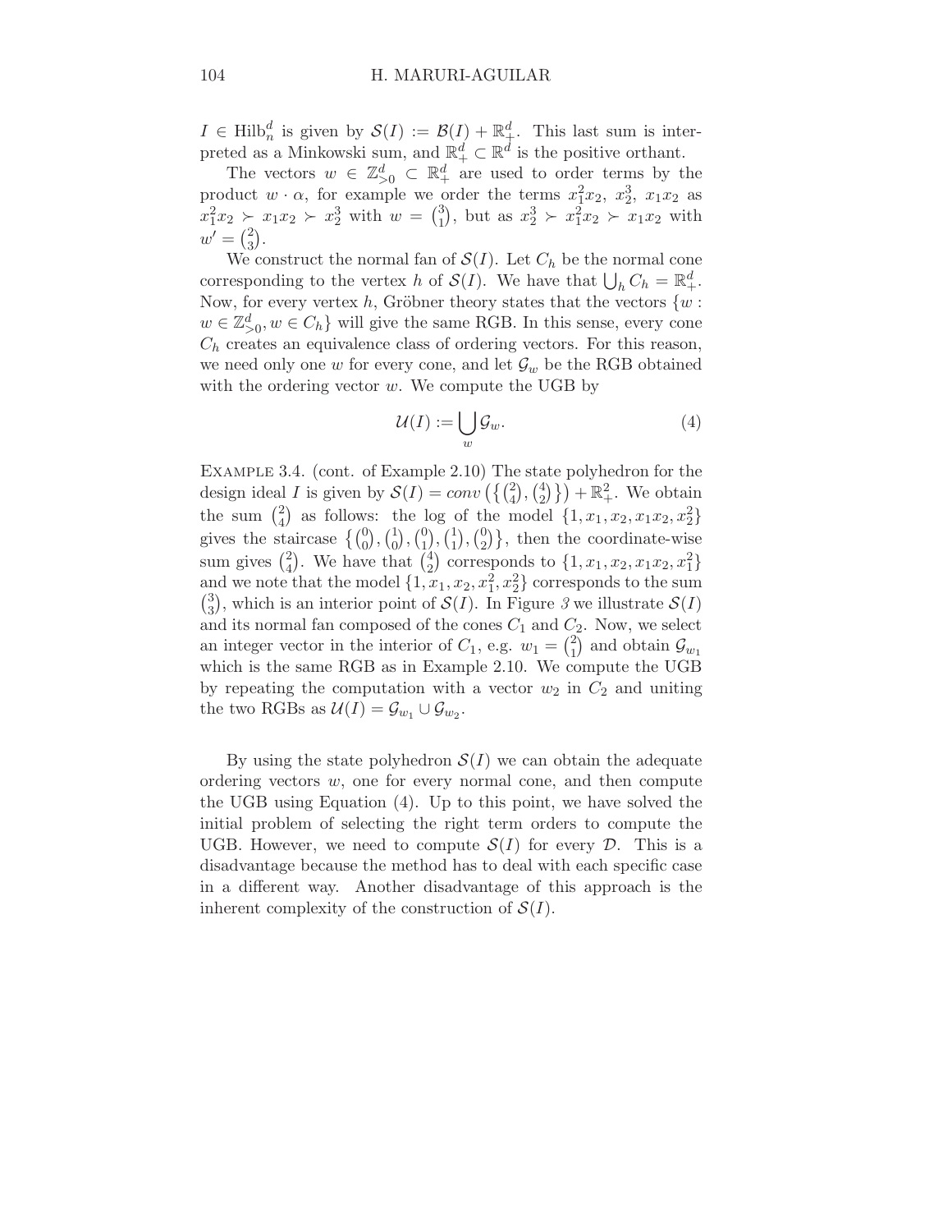$I \in \text{Hilb}_n^d$ is given by $\mathcal{S}(I) := \mathcal{B}(I) + \mathbb{R}_+^d$. This last sum is interpreted as a Minkowski sum, and $\mathbb{R}_+^d \subset \mathbb{R}^d$ is the positive orthant.

The vectors $w \in \mathbb{Z}_{>0}^d \subset \mathbb{R}_+^d$ are used to order terms by the product $w \cdot \alpha$, for example we order the terms $x_1^2 x_2$, $x_2^3$, $x_1 x_2$ as $x_1^2 x_2 \succ x_1 x_2 \succ x_2^3$ with $w = \binom{3}{1}$, but as $x_2^3 \succ x_1^2 x_2 \succ x_1 x_2$ with $w' = \binom{2}{3}$.

We construct the normal fan of $\mathcal{S}(I)$. Let $C_h$ be the normal cone corresponding to the vertex $h$ of $\mathcal{S}(I)$. We have that $\bigcup_h C_h = \mathbb{R}_+^d$. Now, for every vertex $h$, Gröbner theory states that the vectors $\{w : w \in \mathbb{Z}_{>0}^d, w \in C_h\}$ will give the same RGB. In this sense, every cone $C_h$ creates an equivalence class of ordering vectors. For this reason, we need only one $w$ for every cone, and let $\mathcal{G}_w$ be the RGB obtained with the ordering vector $w$. We compute the UGB by

$$\mathcal{U}(I) := \bigcup_w \mathcal{G}_w. \tag{4}$$

Example 3.4. (cont. of Example 2.10) The state polyhedron for the design ideal $I$ is given by $\mathcal{S}(I) = conv\left(\left\{\binom{2}{4}, \binom{4}{2}\right\}\right) + \mathbb{R}_+^2$. We obtain the sum $\binom{2}{4}$ as follows: the log of the model $\{1, x_1, x_2, x_1x_2, x_2^2\}$ gives the staircase $\left\{\binom{0}{0}, \binom{1}{0}, \binom{0}{1}, \binom{1}{1}, \binom{0}{2}\right\}$, then the coordinate-wise sum gives $\binom{2}{4}$. We have that $\binom{4}{2}$ corresponds to $\{1, x_1, x_2, x_1x_2, x_1^2\}$ and we note that the model $\{1, x_1, x_2, x_1^2, x_2^2\}$ corresponds to the sum $\binom{3}{3}$, which is an interior point of $\mathcal{S}(I)$. In Figure *3* we illustrate $\mathcal{S}(I)$ and its normal fan composed of the cones $C_1$ and $C_2$. Now, we select an integer vector in the interior of $C_1$, e.g. $w_1 = \binom{2}{1}$ and obtain $\mathcal{G}_{w_1}$ which is the same RGB as in Example 2.10. We compute the UGB by repeating the computation with a vector $w_2$ in $C_2$ and uniting the two RGBs as $\mathcal{U}(I) = \mathcal{G}_{w_1} \cup \mathcal{G}_{w_2}$.

By using the state polyhedron $\mathcal{S}(I)$ we can obtain the adequate ordering vectors $w$, one for every normal cone, and then compute the UGB using Equation (4). Up to this point, we have solved the initial problem of selecting the right term orders to compute the UGB. However, we need to compute $\mathcal{S}(I)$ for every $\mathcal{D}$. This is a disadvantage because the method has to deal with each specific case in a different way. Another disadvantage of this approach is the inherent complexity of the construction of $\mathcal{S}(I)$.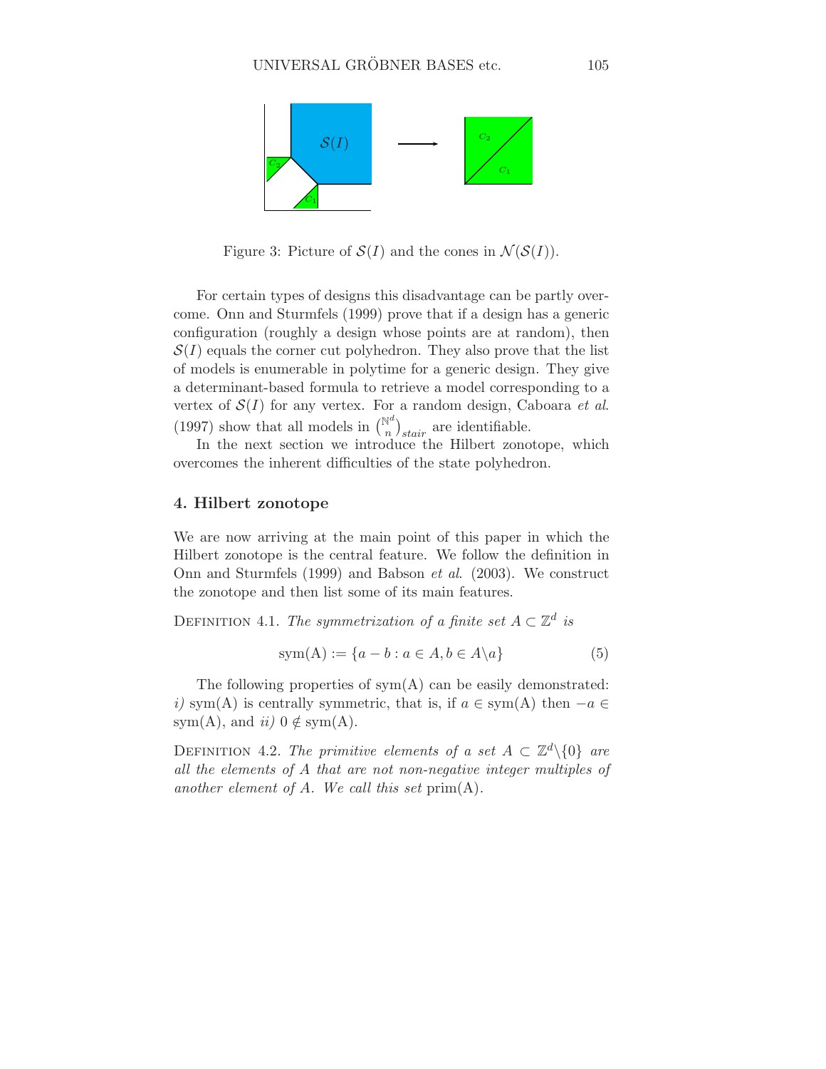Figure 3: Picture of $\mathcal{S}(I)$ and the cones in $\mathcal{N}(\mathcal{S}(I))$.

For certain types of designs this disadvantage can be partly overcome. Onn and Sturmfels (1999) prove that if a design has a generic configuration (roughly a design whose points are at random), then $\mathcal{S}(I)$ equals the corner cut polyhedron. They also prove that the list of models is enumerable in polytime for a generic design. They give a determinant-based formula to retrieve a model corresponding to a vertex of $\mathcal{S}(I)$ for any vertex. For a random design, Caboara *et al.* (1997) show that all models in $\binom{\mathbb{N}^d}{n}_{stair}$ are identifiable.

In the next section we introduce the Hilbert zonotope, which overcomes the inherent difficulties of the state polyhedron.

## 4. Hilbert zonotope

We are now arriving at the main point of this paper in which the Hilbert zonotope is the central feature. We follow the definition in Onn and Sturmfels (1999) and Babson *et al.* (2003). We construct the zonotope and then list some of its main features.

Definition 4.1. *The symmetrization of a finite set $A \subset \mathbb{Z}^d$ is*

$$\mathrm{sym(A)} := \{a - b : a \in A, b \in A \backslash a\} \tag{5}$$

The following properties of sym(A) can be easily demonstrated: *i)* sym(A) is centrally symmetric, that is, if $a \in \mathrm{sym(A)}$ then $-a \in \mathrm{sym(A)}$, and *ii)* $0 \notin \mathrm{sym(A)}$.

Definition 4.2. *The primitive elements of a set $A \subset \mathbb{Z}^d \backslash \{0\}$ are all the elements of $A$ that are not non-negative integer multiples of another element of $A$. We call this set* prim(A)*.*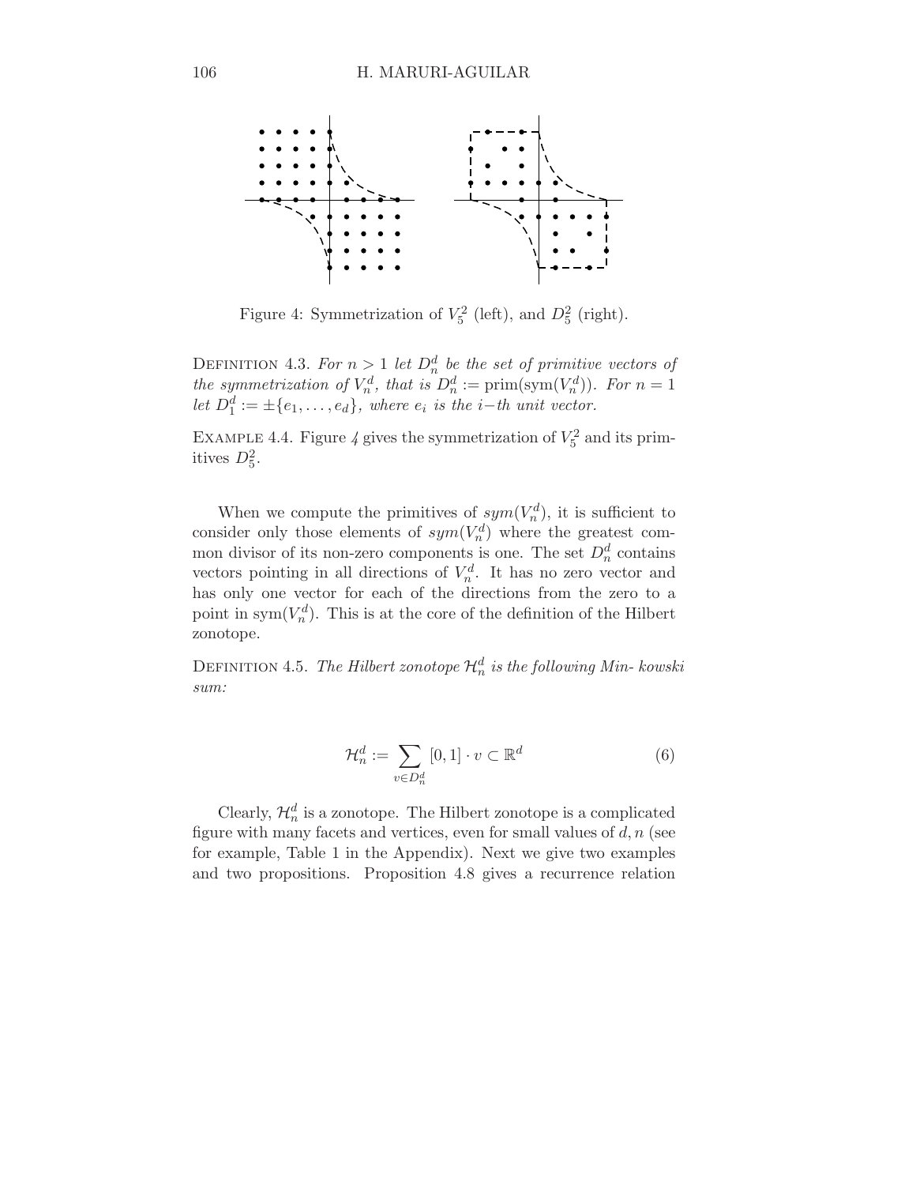Figure 4: Symmetrization of $V_5^2$ (left), and $D_5^2$ (right).

Definition 4.3. *For $n > 1$ let $D_n^d$ be the set of primitive vectors of the symmetrization of $V_n^d$, that is $D_n^d := \text{prim}(\text{sym}(V_n^d))$. For $n = 1$ let $D_1^d := \pm\{e_1, \ldots, e_d\}$, where $e_i$ is the $i-th$ unit vector.*

Example 4.4. Figure 4 gives the symmetrization of $V_5^2$ and its primitives $D_5^2$.

When we compute the primitives of $sym(V_n^d)$, it is sufficient to consider only those elements of $sym(V_n^d)$ where the greatest common divisor of its non-zero components is one. The set $D_n^d$ contains vectors pointing in all directions of $V_n^d$. It has no zero vector and has only one vector for each of the directions from the zero to a point in $\text{sym}(V_n^d)$. This is at the core of the definition of the Hilbert zonotope.

Definition 4.5. *The Hilbert zonotope $\mathcal{H}_n^d$ is the following Min- kowski sum:*

$$\mathcal{H}_n^d := \sum_{v \in D_n^d} [0, 1] \cdot v \subset \mathbb{R}^d \tag{6}$$

Clearly, $\mathcal{H}_n^d$ is a zonotope. The Hilbert zonotope is a complicated figure with many facets and vertices, even for small values of $d, n$ (see for example, Table 1 in the Appendix). Next we give two examples and two propositions. Proposition 4.8 gives a recurrence relation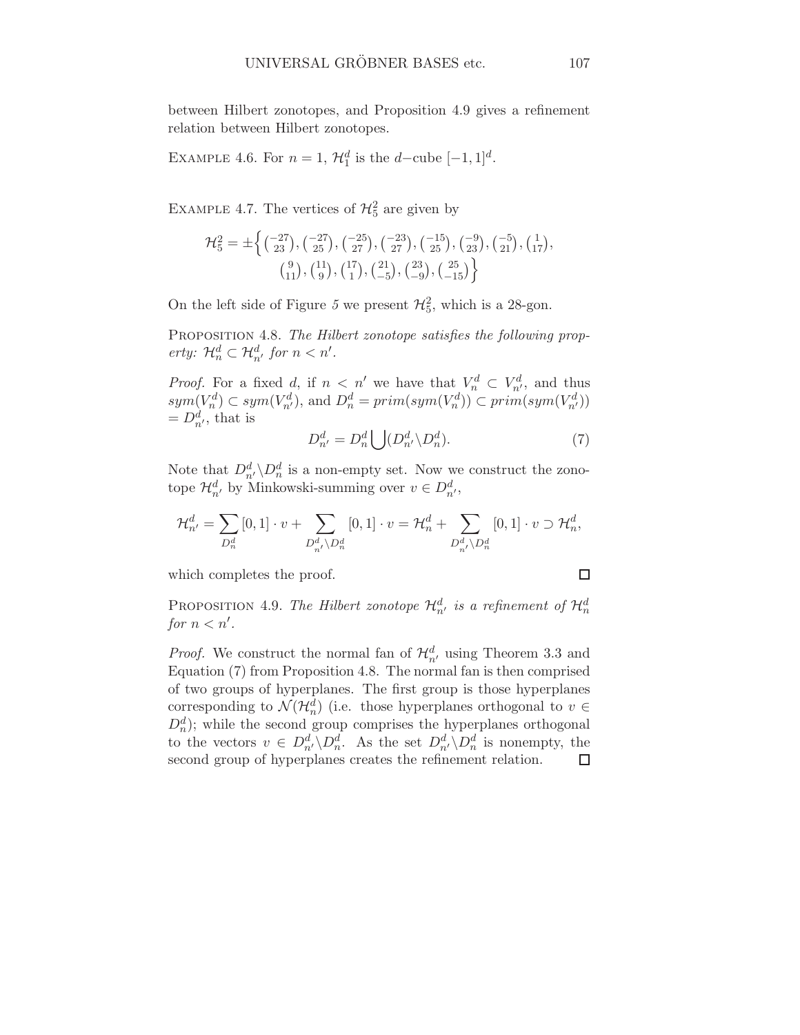between Hilbert zonotopes, and Proposition 4.9 gives a refinement relation between Hilbert zonotopes.

Example 4.6. For $n = 1$, $\mathcal{H}_1^d$ is the $d$−cube $[-1, 1]^d$.

Example 4.7. The vertices of $\mathcal{H}_5^2$ are given by

$$\mathcal{H}_5^2 = \pm\Big\{ \tbinom{-27}{23}, \tbinom{-27}{25}, \tbinom{-25}{27}, \tbinom{-23}{27}, \tbinom{-15}{25}, \tbinom{-9}{23}, \tbinom{-5}{21}, \tbinom{1}{17}, \tbinom{9}{11}, \tbinom{11}{9}, \tbinom{17}{1}, \tbinom{21}{-5}, \tbinom{23}{-9}, \tbinom{25}{-15} \Big\}$$

On the left side of Figure 5 we present $\mathcal{H}_5^2$, which is a 28-gon.

Proposition 4.8. *The Hilbert zonotope satisfies the following property: $\mathcal{H}_n^d \subset \mathcal{H}_{n'}^d$ for $n < n'$.*

*Proof.* For a fixed $d$, if $n < n'$ we have that $V_n^d \subset V_{n'}^d$, and thus $sym(V_n^d) \subset sym(V_{n'}^d)$, and $D_n^d = prim(sym(V_n^d)) \subset prim(sym(V_{n'}^d)) = D_{n'}^d$, that is

$$D_{n'}^d = D_n^d \bigcup (D_{n'}^d \backslash D_n^d). \tag{7}$$

Note that $D_{n'}^d \backslash D_n^d$ is a non-empty set. Now we construct the zonotope $\mathcal{H}_{n'}^d$ by Minkowski-summing over $v \in D_{n'}^d$,

$$\mathcal{H}_{n'}^d = \sum_{D_n^d} [0,1] \cdot v + \sum_{D_{n'}^d \backslash D_n^d} [0,1] \cdot v = \mathcal{H}_n^d + \sum_{D_{n'}^d \backslash D_n^d} [0,1] \cdot v \supset \mathcal{H}_n^d,$$

which completes the proof. □

Proposition 4.9. *The Hilbert zonotope $\mathcal{H}_{n'}^d$ is a refinement of $\mathcal{H}_n^d$ for $n < n'$.*

*Proof.* We construct the normal fan of $\mathcal{H}_{n'}^d$ using Theorem 3.3 and Equation (7) from Proposition 4.8. The normal fan is then comprised of two groups of hyperplanes. The first group is those hyperplanes corresponding to $\mathcal{N}(\mathcal{H}_n^d)$ (i.e. those hyperplanes orthogonal to $v \in D_n^d$); while the second group comprises the hyperplanes orthogonal to the vectors $v \in D_{n'}^d \backslash D_n^d$. As the set $D_{n'}^d \backslash D_n^d$ is nonempty, the second group of hyperplanes creates the refinement relation. □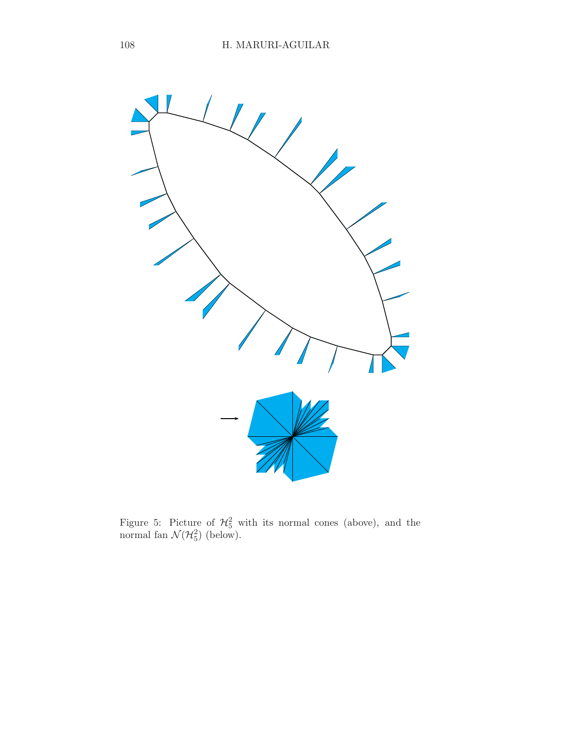Figure 5: Picture of $\mathcal{H}_5^2$ with its normal cones (above), and the normal fan $\mathcal{N}(\mathcal{H}_5^2)$ (below).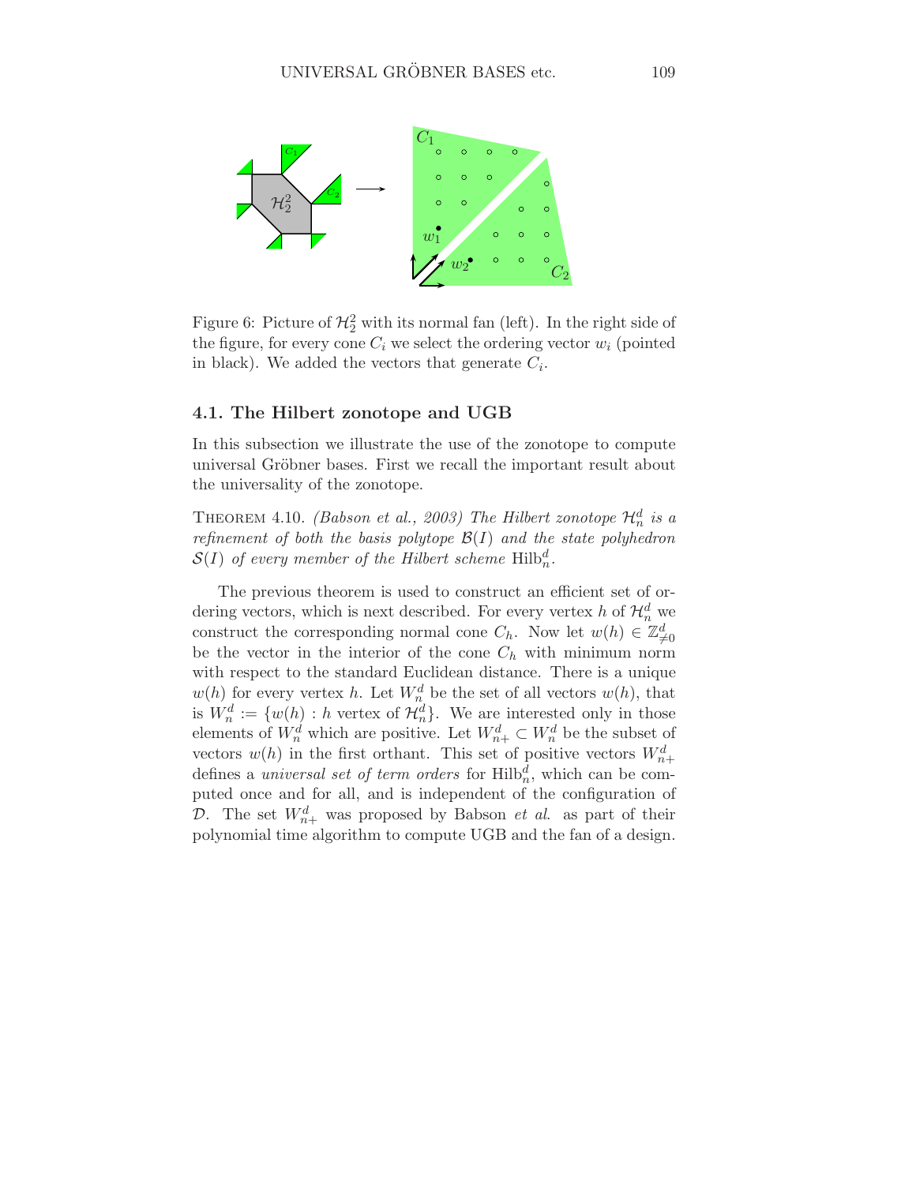Figure 6: Picture of $\mathcal{H}_2^2$ with its normal fan (left). In the right side of the figure, for every cone $C_i$ we select the ordering vector $w_i$ (pointed in black). We added the vectors that generate $C_i$.

### 4.1. The Hilbert zonotope and UGB

In this subsection we illustrate the use of the zonotope to compute universal Gröbner bases. First we recall the important result about the universality of the zonotope.

THEOREM 4.10. *(Babson et al., 2003) The Hilbert zonotope $\mathcal{H}_n^d$ is a refinement of both the basis polytope $\mathcal{B}(I)$ and the state polyhedron $\mathcal{S}(I)$ of every member of the Hilbert scheme $\mathrm{Hilb}_n^d$.*

The previous theorem is used to construct an efficient set of ordering vectors, which is next described. For every vertex $h$ of $\mathcal{H}_n^d$ we construct the corresponding normal cone $C_h$. Now let $w(h) \in \mathbb{Z}_{\neq 0}^d$ be the vector in the interior of the cone $C_h$ with minimum norm with respect to the standard Euclidean distance. There is a unique $w(h)$ for every vertex $h$. Let $W_n^d$ be the set of all vectors $w(h)$, that is $W_n^d := \{w(h) : h \text{ vertex of } \mathcal{H}_n^d\}$. We are interested only in those elements of $W_n^d$ which are positive. Let $W_{n+}^d \subset W_n^d$ be the subset of vectors $w(h)$ in the first orthant. This set of positive vectors $W_{n+}^d$ defines a *universal set of term orders* for $\mathrm{Hilb}_n^d$, which can be computed once and for all, and is independent of the configuration of $\mathcal{D}$. The set $W_{n+}^d$ was proposed by Babson *et al*. as part of their polynomial time algorithm to compute UGB and the fan of a design.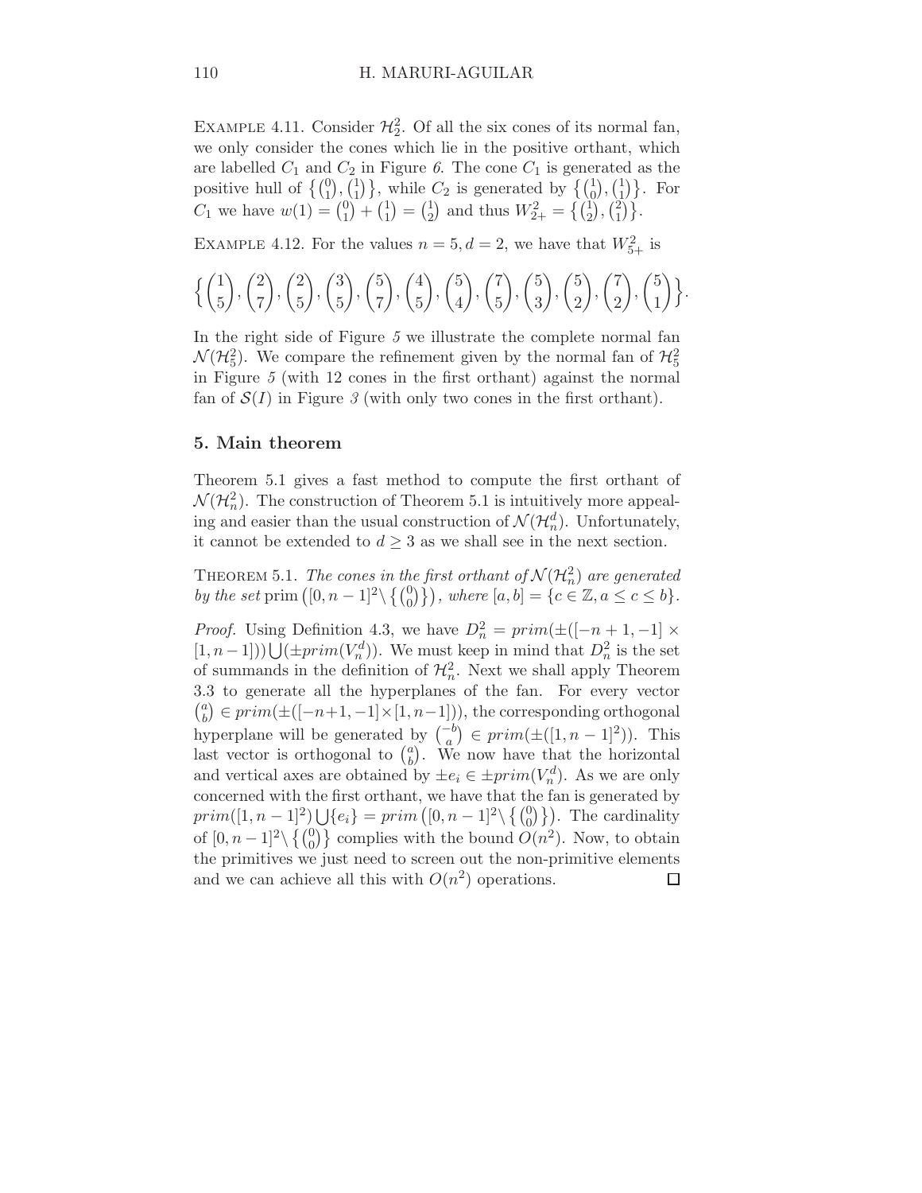Example 4.11. Consider $\mathcal{H}_2^2$. Of all the six cones of its normal fan, we only consider the cones which lie in the positive orthant, which are labelled $C_1$ and $C_2$ in Figure 6. The cone $C_1$ is generated as the positive hull of $\left\{\binom{0}{1}, \binom{1}{1}\right\}$, while $C_2$ is generated by $\left\{\binom{1}{0}, \binom{1}{1}\right\}$. For $C_1$ we have $w(1) = \binom{0}{1} + \binom{1}{1} = \binom{1}{2}$ and thus $W_{2+}^2 = \left\{\binom{1}{2}, \binom{2}{1}\right\}$.

Example 4.12. For the values $n = 5, d = 2$, we have that $W_{5+}^2$ is

$$\left\{\binom{1}{5}, \binom{2}{7}, \binom{2}{5}, \binom{3}{5}, \binom{5}{7}, \binom{4}{5}, \binom{5}{4}, \binom{7}{5}, \binom{5}{3}, \binom{5}{2}, \binom{7}{2}, \binom{5}{1}\right\}.$$

In the right side of Figure 5 we illustrate the complete normal fan $\mathcal{N}(\mathcal{H}_5^2)$. We compare the refinement given by the normal fan of $\mathcal{H}_5^2$ in Figure 5 (with 12 cones in the first orthant) against the normal fan of $\mathcal{S}(I)$ in Figure 3 (with only two cones in the first orthant).

## 5. Main theorem

Theorem 5.1 gives a fast method to compute the first orthant of $\mathcal{N}(\mathcal{H}_n^2)$. The construction of Theorem 5.1 is intuitively more appealing and easier than the usual construction of $\mathcal{N}(\mathcal{H}_n^d)$. Unfortunately, it cannot be extended to $d \geq 3$ as we shall see in the next section.

Theorem 5.1. *The cones in the first orthant of $\mathcal{N}(\mathcal{H}_n^2)$ are generated by the set* $\operatorname{prim}\left([0, n-1]^2 \setminus \left\{\binom{0}{0}\right\}\right)$, *where* $[a, b] = \{c \in \mathbb{Z}, a \leq c \leq b\}$.

*Proof.* Using Definition 4.3, we have $D_n^2 = prim(\pm([-n+1, -1] \times [1, n-1])) \bigcup (\pm prim(V_n^d))$. We must keep in mind that $D_n^2$ is the set of summands in the definition of $\mathcal{H}_n^2$. Next we shall apply Theorem 3.3 to generate all the hyperplanes of the fan. For every vector $\binom{a}{b} \in prim(\pm([-n+1, -1] \times [1, n-1]))$, the corresponding orthogonal hyperplane will be generated by $\binom{-b}{a} \in prim(\pm([1, n-1]^2))$. This last vector is orthogonal to $\binom{a}{b}$. We now have that the horizontal and vertical axes are obtained by $\pm e_i \in \pm prim(V_n^d)$. As we are only concerned with the first orthant, we have that the fan is generated by $prim([1, n-1]^2) \bigcup \{e_i\} = prim\left([0, n-1]^2 \setminus \left\{\binom{0}{0}\right\}\right)$. The cardinality of $[0, n-1]^2 \setminus \left\{\binom{0}{0}\right\}$ complies with the bound $O(n^2)$. Now, to obtain the primitives we just need to screen out the non-primitive elements and we can achieve all this with $O(n^2)$ operations. □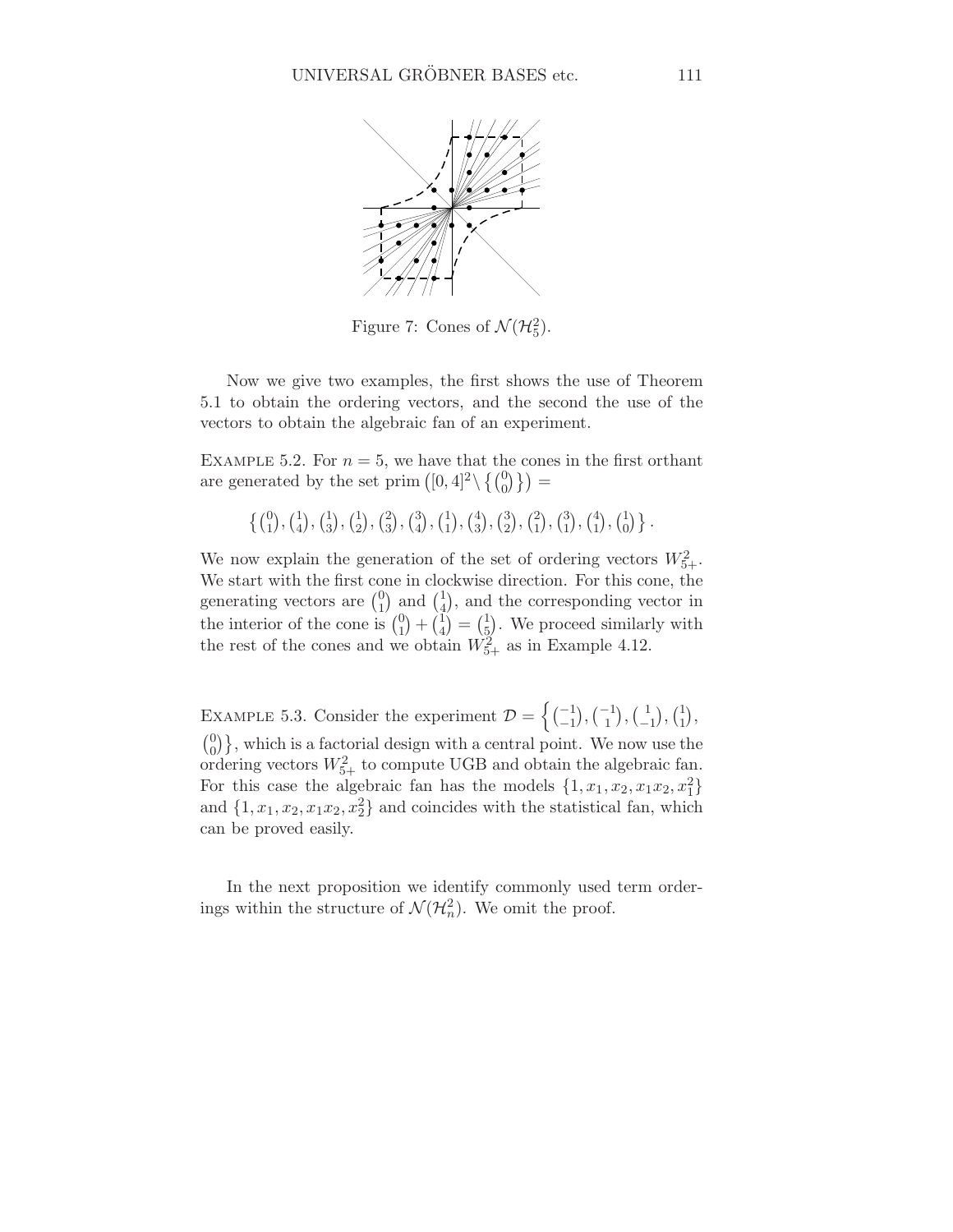Figure 7: Cones of $\mathcal{N}(\mathcal{H}_5^2)$.

Now we give two examples, the first shows the use of Theorem 5.1 to obtain the ordering vectors, and the second the use of the vectors to obtain the algebraic fan of an experiment.

EXAMPLE 5.2. For $n = 5$, we have that the cones in the first orthant are generated by the set $\text{prim}\left([0,4]^2 \setminus \left\{\binom{0}{0}\right\}\right) =$

$$\left\{\binom{0}{1}, \binom{1}{4}, \binom{1}{3}, \binom{1}{2}, \binom{2}{3}, \binom{3}{4}, \binom{1}{1}, \binom{4}{3}, \binom{3}{2}, \binom{2}{1}, \binom{3}{1}, \binom{4}{1}, \binom{1}{0}\right\}.$$

We now explain the generation of the set of ordering vectors $W_{5+}^2$. We start with the first cone in clockwise direction. For this cone, the generating vectors are $\binom{0}{1}$ and $\binom{1}{4}$, and the corresponding vector in the interior of the cone is $\binom{0}{1} + \binom{1}{4} = \binom{1}{5}$. We proceed similarly with the rest of the cones and we obtain $W_{5+}^2$ as in Example 4.12.

EXAMPLE 5.3. Consider the experiment $\mathcal{D} = \left\{\binom{-1}{-1}, \binom{-1}{1}, \binom{1}{-1}, \binom{1}{1}, \binom{0}{0}\right\}$, which is a factorial design with a central point. We now use the ordering vectors $W_{5+}^2$ to compute UGB and obtain the algebraic fan. For this case the algebraic fan has the models $\{1, x_1, x_2, x_1x_2, x_1^2\}$ and $\{1, x_1, x_2, x_1x_2, x_2^2\}$ and coincides with the statistical fan, which can be proved easily.

In the next proposition we identify commonly used term orderings within the structure of $\mathcal{N}(\mathcal{H}_n^2)$. We omit the proof.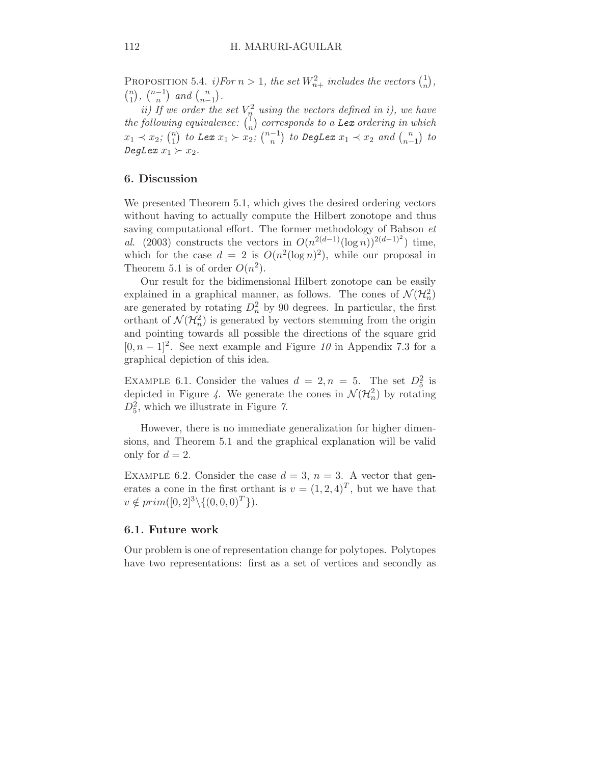PROPOSITION 5.4. *i)For $n > 1$, the set $W^2_{n+}$ includes the vectors $\binom{1}{n}$, $\binom{n}{1}$, $\binom{n-1}{n}$ and $\binom{n}{n-1}$.*

*ii) If we order the set $V^2_n$ using the vectors defined in i), we have the following equivalence: $\binom{1}{n}$ corresponds to a* `Lex` *ordering in which $x_1 \prec x_2$; $\binom{n}{1}$ to* `Lex` *$x_1 \succ x_2$; $\binom{n-1}{n}$ to* `DegLex` *$x_1 \prec x_2$ and $\binom{n}{n-1}$ to* `DegLex` *$x_1 \succ x_2$.*

## 6. Discussion

We presented Theorem 5.1, which gives the desired ordering vectors without having to actually compute the Hilbert zonotope and thus saving computational effort. The former methodology of Babson *et al.* (2003) constructs the vectors in $O(n^{2(d-1)}(\log n))^{2(d-1)^2})$ time, which for the case $d = 2$ is $O(n^2(\log n)^2)$, while our proposal in Theorem 5.1 is of order $O(n^2)$.

Our result for the bidimensional Hilbert zonotope can be easily explained in a graphical manner, as follows. The cones of $\mathcal{N}(\mathcal{H}^2_n)$ are generated by rotating $D^2_n$ by 90 degrees. In particular, the first orthant of $\mathcal{N}(\mathcal{H}^2_n)$ is generated by vectors stemming from the origin and pointing towards all possible the directions of the square grid $[0, n-1]^2$. See next example and Figure *10* in Appendix 7.3 for a graphical depiction of this idea.

EXAMPLE 6.1. Consider the values $d = 2, n = 5$. The set $D^2_5$ is depicted in Figure *4*. We generate the cones in $\mathcal{N}(\mathcal{H}^2_n)$ by rotating $D^2_5$, which we illustrate in Figure *7*.

However, there is no immediate generalization for higher dimensions, and Theorem 5.1 and the graphical explanation will be valid only for $d = 2$.

EXAMPLE 6.2. Consider the case $d = 3$, $n = 3$. A vector that generates a cone in the first orthant is $v = (1, 2, 4)^T$, but we have that $v \notin prim([0, 2]^3 \setminus \{(0, 0, 0)^T\})$.

### 6.1. Future work

Our problem is one of representation change for polytopes. Polytopes have two representations: first as a set of vertices and secondly as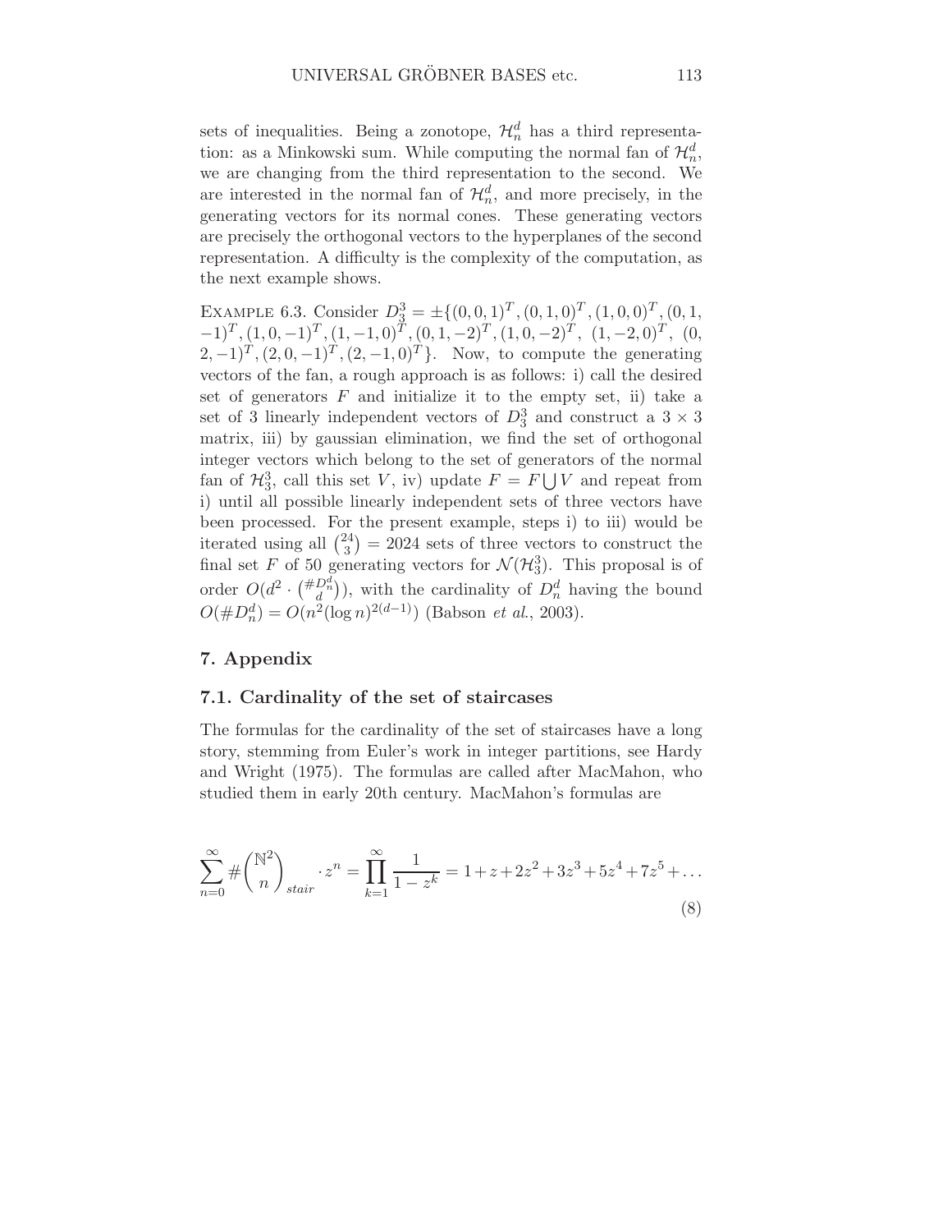sets of inequalities. Being a zonotope, $\mathcal{H}_n^d$ has a third representation: as a Minkowski sum. While computing the normal fan of $\mathcal{H}_n^d$, we are changing from the third representation to the second. We are interested in the normal fan of $\mathcal{H}_n^d$, and more precisely, in the generating vectors for its normal cones. These generating vectors are precisely the orthogonal vectors to the hyperplanes of the second representation. A difficulty is the complexity of the computation, as the next example shows.

EXAMPLE 6.3. Consider $D_3^3 = \pm\{(0,0,1)^T, (0,1,0)^T, (1,0,0)^T, (0,1,-1)^T, (1,0,-1)^T, (1,-1,0)^T, (0,1,-2)^T, (1,0,-2)^T, (1,-2,0)^T, (0,2,-1)^T, (2,0,-1)^T, (2,-1,0)^T\}$. Now, to compute the generating vectors of the fan, a rough approach is as follows: i) call the desired set of generators $F$ and initialize it to the empty set, ii) take a set of 3 linearly independent vectors of $D_3^3$ and construct a $3 \times 3$ matrix, iii) by gaussian elimination, we find the set of orthogonal integer vectors which belong to the set of generators of the normal fan of $\mathcal{H}_3^3$, call this set $V$, iv) update $F = F \bigcup V$ and repeat from i) until all possible linearly independent sets of three vectors have been processed. For the present example, steps i) to iii) would be iterated using all $\binom{24}{3} = 2024$ sets of three vectors to construct the final set $F$ of 50 generating vectors for $\mathcal{N}(\mathcal{H}_3^3)$. This proposal is of order $O(d^2 \cdot \binom{\#D_n^d}{d})$, with the cardinality of $D_n^d$ having the bound $O(\#D_n^d) = O(n^2(\log n)^{2(d-1)})$ (Babson *et al.*, 2003).

## 7. Appendix

### 7.1. Cardinality of the set of staircases

The formulas for the cardinality of the set of staircases have a long story, stemming from Euler's work in integer partitions, see Hardy and Wright (1975). The formulas are called after MacMahon, who studied them in early 20th century. MacMahon's formulas are

$$\sum_{n=0}^{\infty} \#\binom{\mathbb{N}^2}{n}_{stair} \cdot z^n = \prod_{k=1}^{\infty} \frac{1}{1-z^k} = 1 + z + 2z^2 + 3z^3 + 5z^4 + 7z^5 + \ldots \tag{8}$$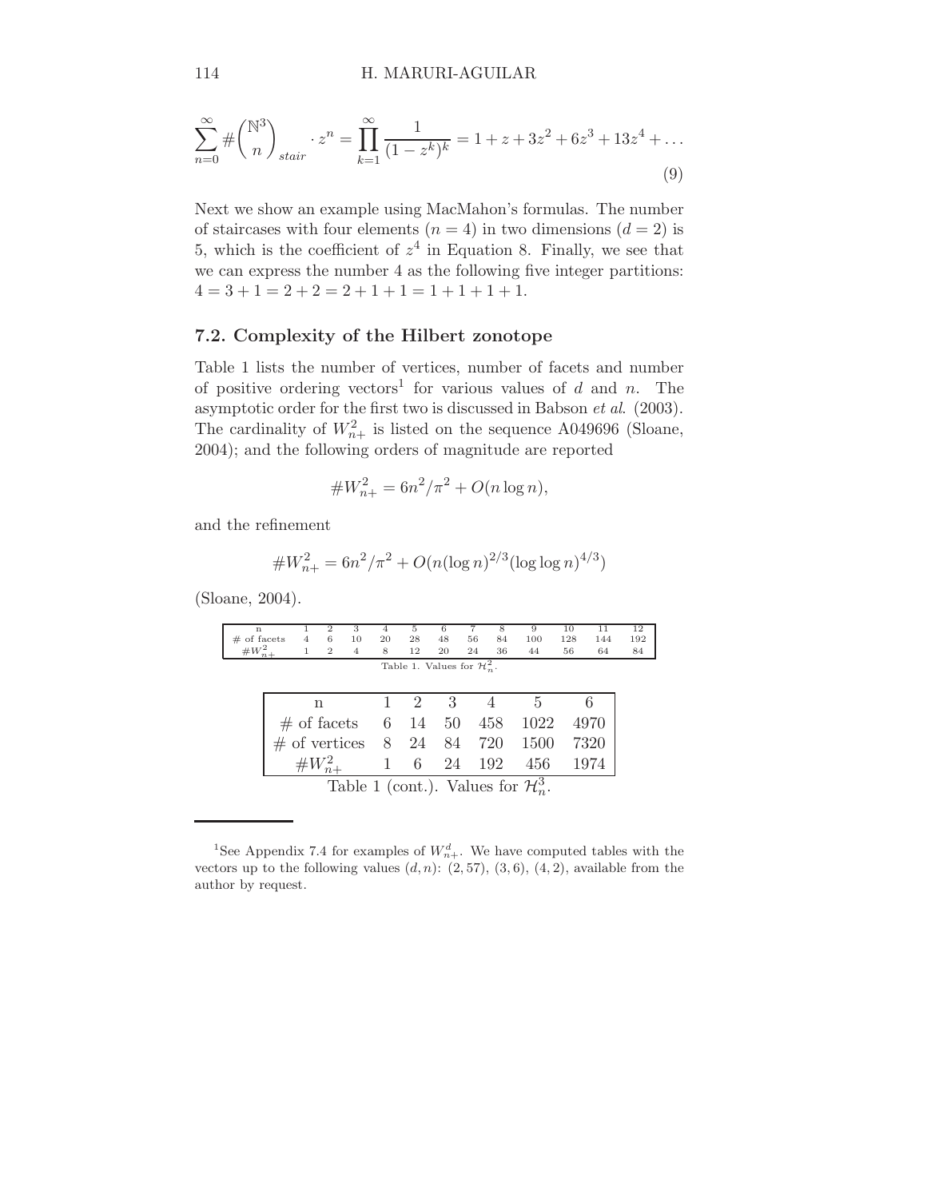$$\sum_{n=0}^{\infty} \# \binom{\mathbb{N}^3}{n}_{stair} \cdot z^n = \prod_{k=1}^{\infty} \frac{1}{(1-z^k)^k} = 1 + z + 3z^2 + 6z^3 + 13z^4 + \ldots \tag{9}$$

Next we show an example using MacMahon's formulas. The number of staircases with four elements ($n = 4$) in two dimensions ($d = 2$) is 5, which is the coefficient of $z^4$ in Equation 8. Finally, we see that we can express the number 4 as the following five integer partitions: $4 = 3 + 1 = 2 + 2 = 2 + 1 + 1 = 1 + 1 + 1 + 1$.

### 7.2. Complexity of the Hilbert zonotope

Table 1 lists the number of vertices, number of facets and number of positive ordering vectors[1] for various values of $d$ and $n$. The asymptotic order for the first two is discussed in Babson *et al*. (2003). The cardinality of $W^2_{n+}$ is listed on the sequence A049696 (Sloane, 2004); and the following orders of magnitude are reported

$$\#W^2_{n+} = 6n^2/\pi^2 + O(n \log n),$$

and the refinement

$$\#W^2_{n+} = 6n^2/\pi^2 + O(n(\log n)^{2/3}(\log\log n)^{4/3})$$

(Sloane, 2004).

| n | 1 | 2 | 3 | 4 | 5 | 6 | 7 | 8 | 9 | 10 | 11 | 12 |
|---|---|---|---|---|---|---|---|---|---|---|---|---|
| # of facets | 4 | 6 | 10 | 20 | 28 | 48 | 56 | 84 | 100 | 128 | 144 | 192 |
| $\#W^2_{n+}$ | 1 | 2 | 4 | 8 | 12 | 20 | 24 | 36 | 44 | 56 | 64 | 84 |

Table 1. Values for $\mathcal{H}^2_n$.

| n | 1 | 2 | 3 | 4 | 5 | 6 |
|---|---|---|---|---|---|---|
| # of facets | 6 | 14 | 50 | 458 | 1022 | 4970 |
| # of vertices | 8 | 24 | 84 | 720 | 1500 | 7320 |
| $\#W^2_{n+}$ | 1 | 6 | 24 | 192 | 456 | 1974 |

Table 1 (cont.). Values for $\mathcal{H}^3_n$.

[1] See Appendix 7.4 for examples of $W^d_{n+}$. We have computed tables with the vectors up to the following values $(d, n)$: $(2, 57)$, $(3, 6)$, $(4, 2)$, available from the author by request.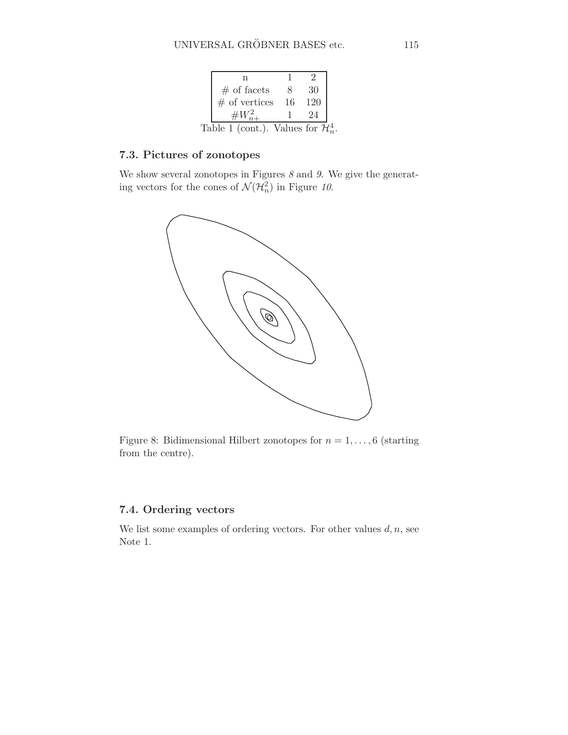| n | 1 | 2 |
|---|---|---|
| # of facets | 8 | 30 |
| # of vertices | 16 | 120 |
| $\#W^2_{n+}$ | 1 | 24 |

Table 1 (cont.). Values for $\mathcal{H}^4_n$.

### 7.3. Pictures of zonotopes

We show several zonotopes in Figures *8* and *9*. We give the generating vectors for the cones of $\mathcal{N}(\mathcal{H}^2_n)$ in Figure *10*.

Figure 8: Bidimensional Hilbert zonotopes for $n = 1, \ldots, 6$ (starting from the centre).

### 7.4. Ordering vectors

We list some examples of ordering vectors. For other values $d, n$, see Note 1.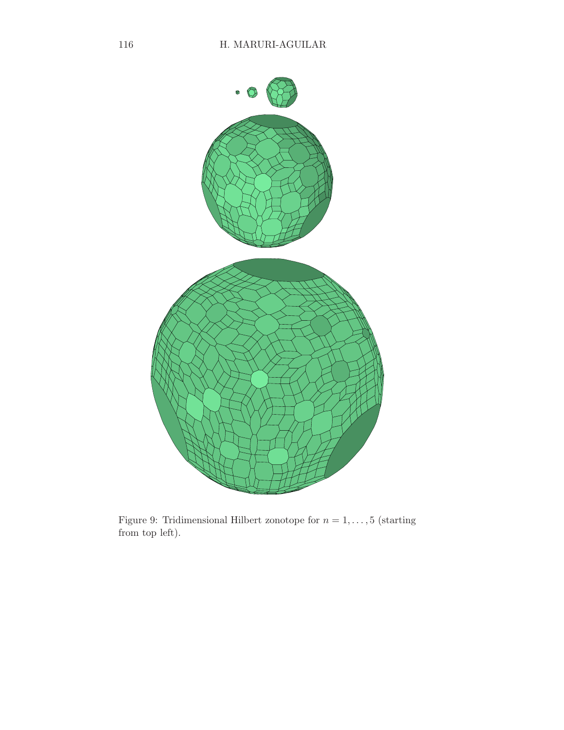Figure 9: Tridimensional Hilbert zonotope for $n = 1, \ldots, 5$ (starting from top left).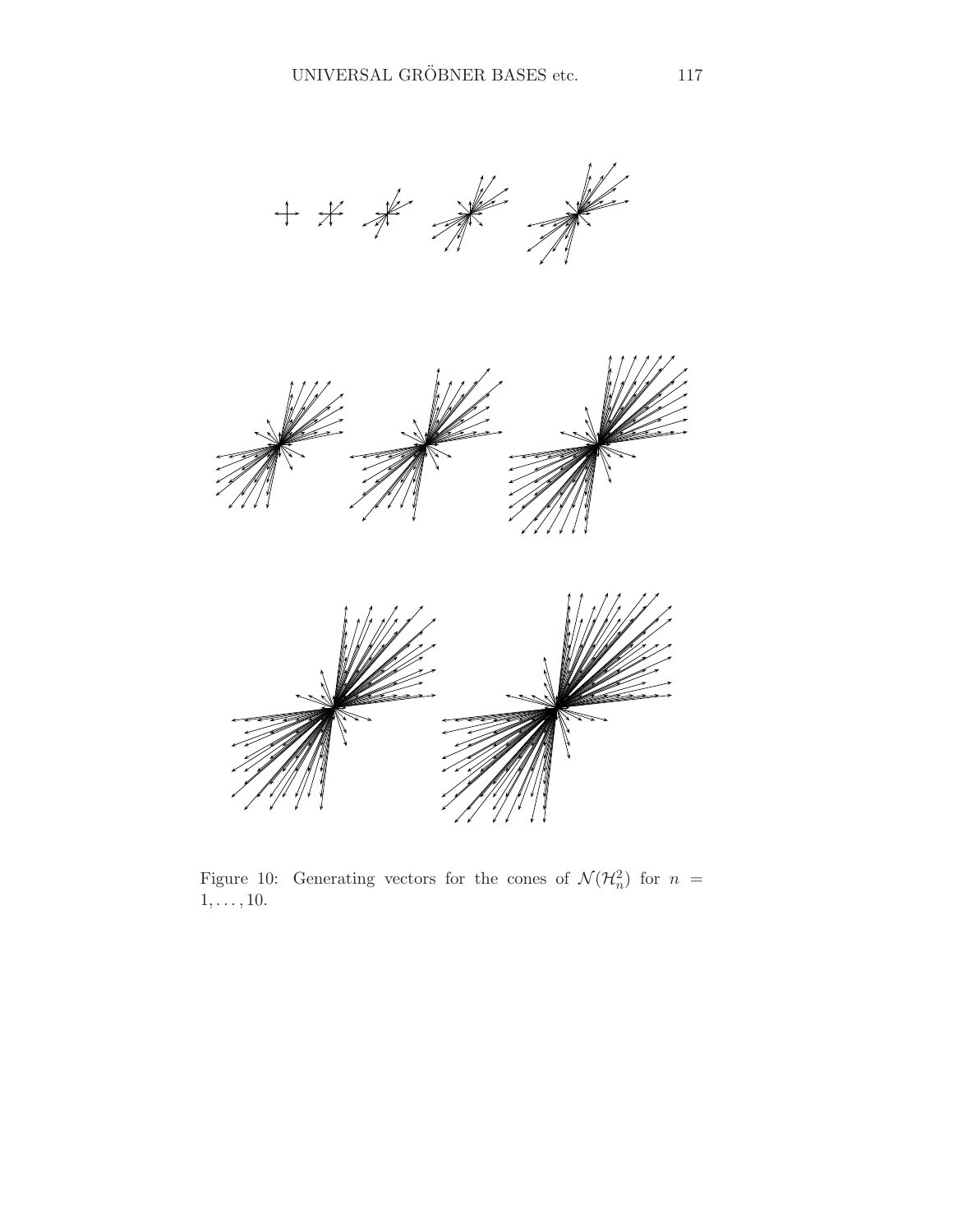Figure 10: Generating vectors for the cones of $\mathcal{N}(\mathcal{H}_n^2)$ for $n = 1, \ldots, 10$.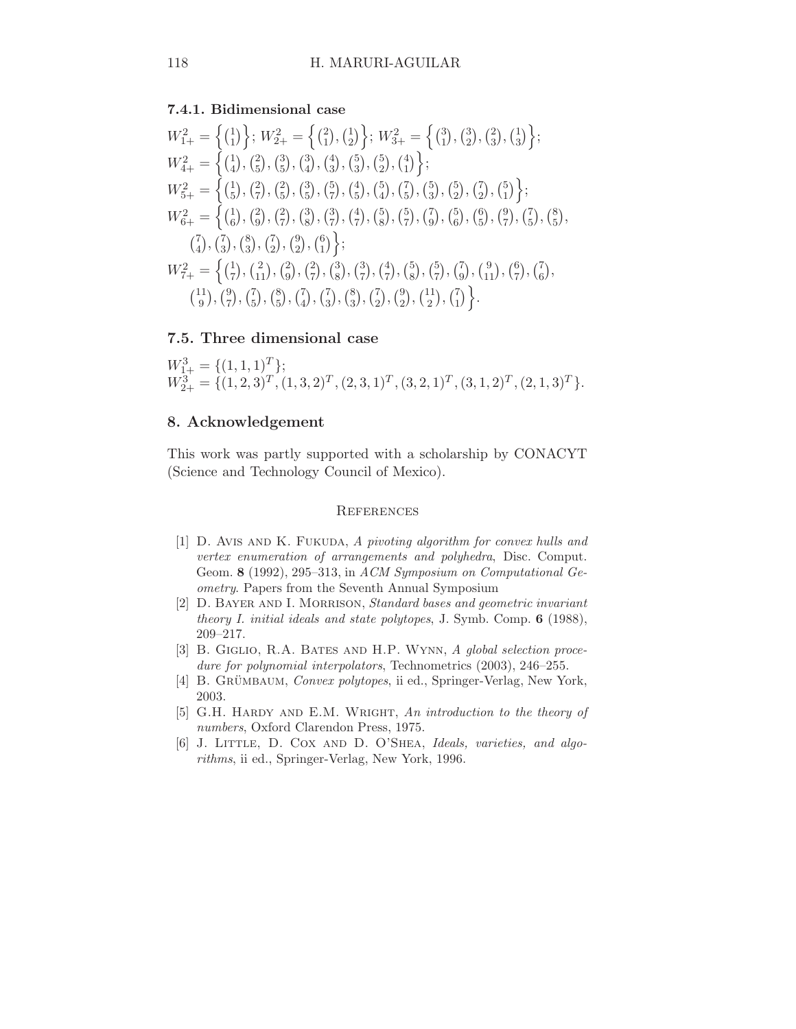### 7.4.1. Bidimensional case

$W^2_{1+} = \left\{\binom{1}{1}\right\}$; $W^2_{2+} = \left\{\binom{2}{1}, \binom{1}{2}\right\}$; $W^2_{3+} = \left\{\binom{3}{1}, \binom{3}{2}, \binom{2}{3}, \binom{1}{3}\right\}$;

$W^2_{4+} = \left\{\binom{1}{4}, \binom{2}{5}, \binom{3}{5}, \binom{3}{4}, \binom{4}{3}, \binom{5}{3}, \binom{5}{2}, \binom{4}{1}\right\}$;

$W^2_{5+} = \left\{\binom{1}{5}, \binom{2}{7}, \binom{2}{5}, \binom{3}{5}, \binom{5}{7}, \binom{4}{5}, \binom{5}{4}, \binom{7}{5}, \binom{5}{3}, \binom{5}{2}, \binom{7}{2}, \binom{5}{1}\right\}$;

$W^2_{6+} = \left\{\binom{1}{6}, \binom{2}{9}, \binom{2}{7}, \binom{3}{8}, \binom{3}{7}, \binom{4}{7}, \binom{5}{8}, \binom{5}{7}, \binom{7}{9}, \binom{5}{6}, \binom{6}{5}, \binom{9}{7}, \binom{7}{5}, \binom{8}{5}, \right.$
$\left.\binom{7}{4}, \binom{7}{3}, \binom{8}{3}, \binom{7}{2}, \binom{9}{2}, \binom{6}{1}\right\}$;

$W^2_{7+} = \left\{\binom{1}{7}, \binom{2}{11}, \binom{2}{9}, \binom{2}{7}, \binom{3}{8}, \binom{3}{7}, \binom{4}{7}, \binom{5}{8}, \binom{5}{7}, \binom{7}{9}, \binom{9}{11}, \binom{6}{7}, \binom{7}{6}, \right.$
$\left.\binom{11}{9}, \binom{9}{7}, \binom{7}{5}, \binom{8}{5}, \binom{7}{4}, \binom{7}{3}, \binom{8}{3}, \binom{7}{2}, \binom{9}{2}, \binom{11}{2}, \binom{7}{1}\right\}$.

## 7.5. Three dimensional case

$W^3_{1+} = \{(1,1,1)^T\}$;
$W^3_{2+} = \{(1,2,3)^T, (1,3,2)^T, (2,3,1)^T, (3,2,1)^T, (3,1,2)^T, (2,1,3)^T\}$.

## 8. Acknowledgement

This work was partly supported with a scholarship by CONACYT (Science and Technology Council of Mexico).

## References

[1] D. Avis and K. Fukuda, *A pivoting algorithm for convex hulls and vertex enumeration of arrangements and polyhedra*, Disc. Comput. Geom. **8** (1992), 295–313, in *ACM Symposium on Computational Geometry*. Papers from the Seventh Annual Symposium

[2] D. Bayer and I. Morrison, *Standard bases and geometric invariant theory I. initial ideals and state polytopes*, J. Symb. Comp. **6** (1988), 209–217.

[3] B. Giglio, R.A. Bates and H.P. Wynn, *A global selection procedure for polynomial interpolators*, Technometrics (2003), 246–255.

[4] B. Grümbaum, *Convex polytopes*, ii ed., Springer-Verlag, New York, 2003.

[5] G.H. Hardy and E.M. Wright, *An introduction to the theory of numbers*, Oxford Clarendon Press, 1975.

[6] J. Little, D. Cox and D. O'Shea, *Ideals, varieties, and algorithms*, ii ed., Springer-Verlag, New York, 1996.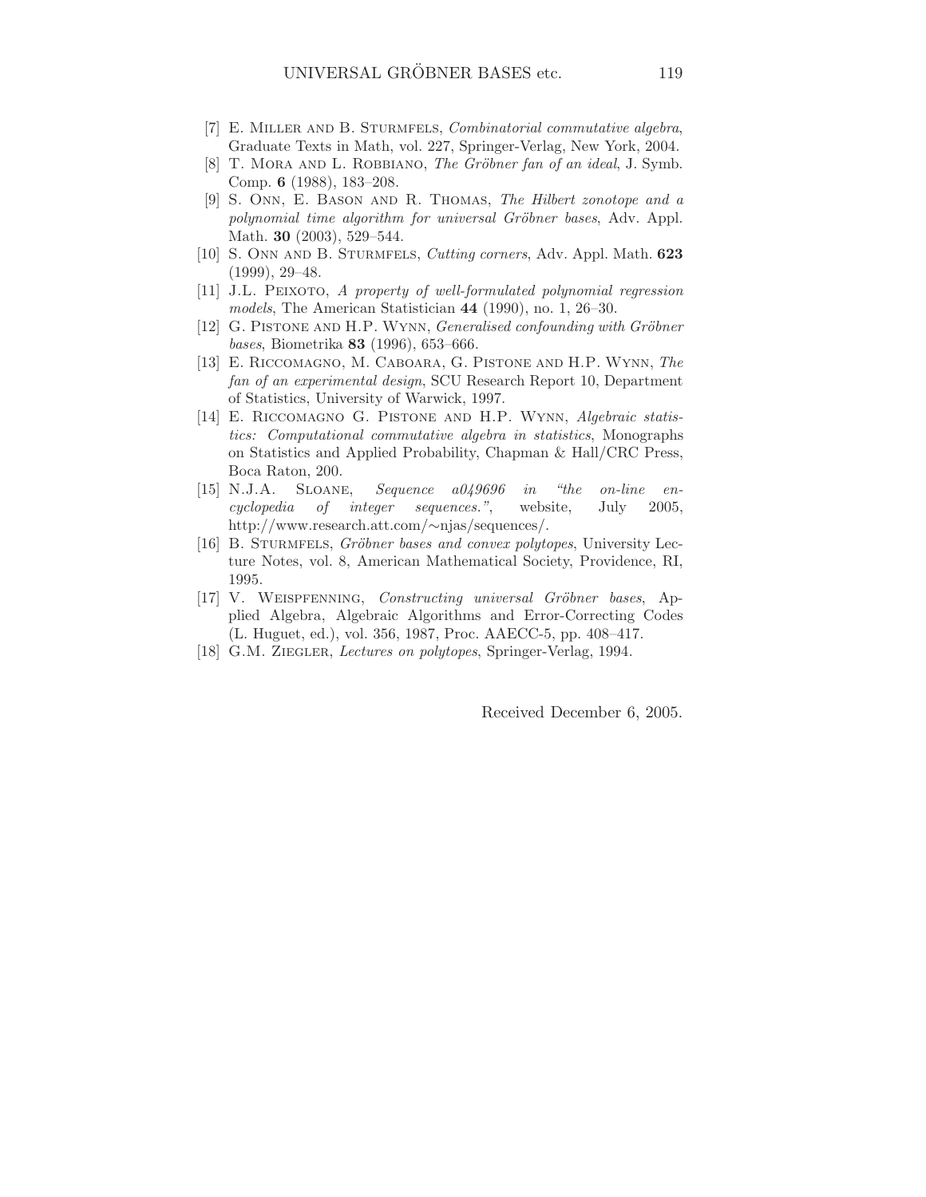[7] E. Miller and B. Sturmfels, *Combinatorial commutative algebra*, Graduate Texts in Math, vol. 227, Springer-Verlag, New York, 2004.

[8] T. Mora and L. Robbiano, *The Gröbner fan of an ideal*, J. Symb. Comp. **6** (1988), 183–208.

[9] S. Onn, E. Bason and R. Thomas, *The Hilbert zonotope and a polynomial time algorithm for universal Gröbner bases*, Adv. Appl. Math. **30** (2003), 529–544.

[10] S. Onn and B. Sturmfels, *Cutting corners*, Adv. Appl. Math. **623** (1999), 29–48.

[11] J.L. Peixoto, *A property of well-formulated polynomial regression models*, The American Statistician **44** (1990), no. 1, 26–30.

[12] G. Pistone and H.P. Wynn, *Generalised confounding with Gröbner bases*, Biometrika **83** (1996), 653–666.

[13] E. Riccomagno, M. Caboara, G. Pistone and H.P. Wynn, *The fan of an experimental design*, SCU Research Report 10, Department of Statistics, University of Warwick, 1997.

[14] E. Riccomagno G. Pistone and H.P. Wynn, *Algebraic statistics: Computational commutative algebra in statistics*, Monographs on Statistics and Applied Probability, Chapman & Hall/CRC Press, Boca Raton, 200.

[15] N.J.A. Sloane, *Sequence a049696 in "the on-line encyclopedia of integer sequences."*, website, July 2005, http://www.research.att.com/∼njas/sequences/.

[16] B. Sturmfels, *Gröbner bases and convex polytopes*, University Lecture Notes, vol. 8, American Mathematical Society, Providence, RI, 1995.

[17] V. Weispfenning, *Constructing universal Gröbner bases*, Applied Algebra, Algebraic Algorithms and Error-Correcting Codes (L. Huguet, ed.), vol. 356, 1987, Proc. AAECC-5, pp. 408–417.

[18] G.M. Ziegler, *Lectures on polytopes*, Springer-Verlag, 1994.

Received December 6, 2005.